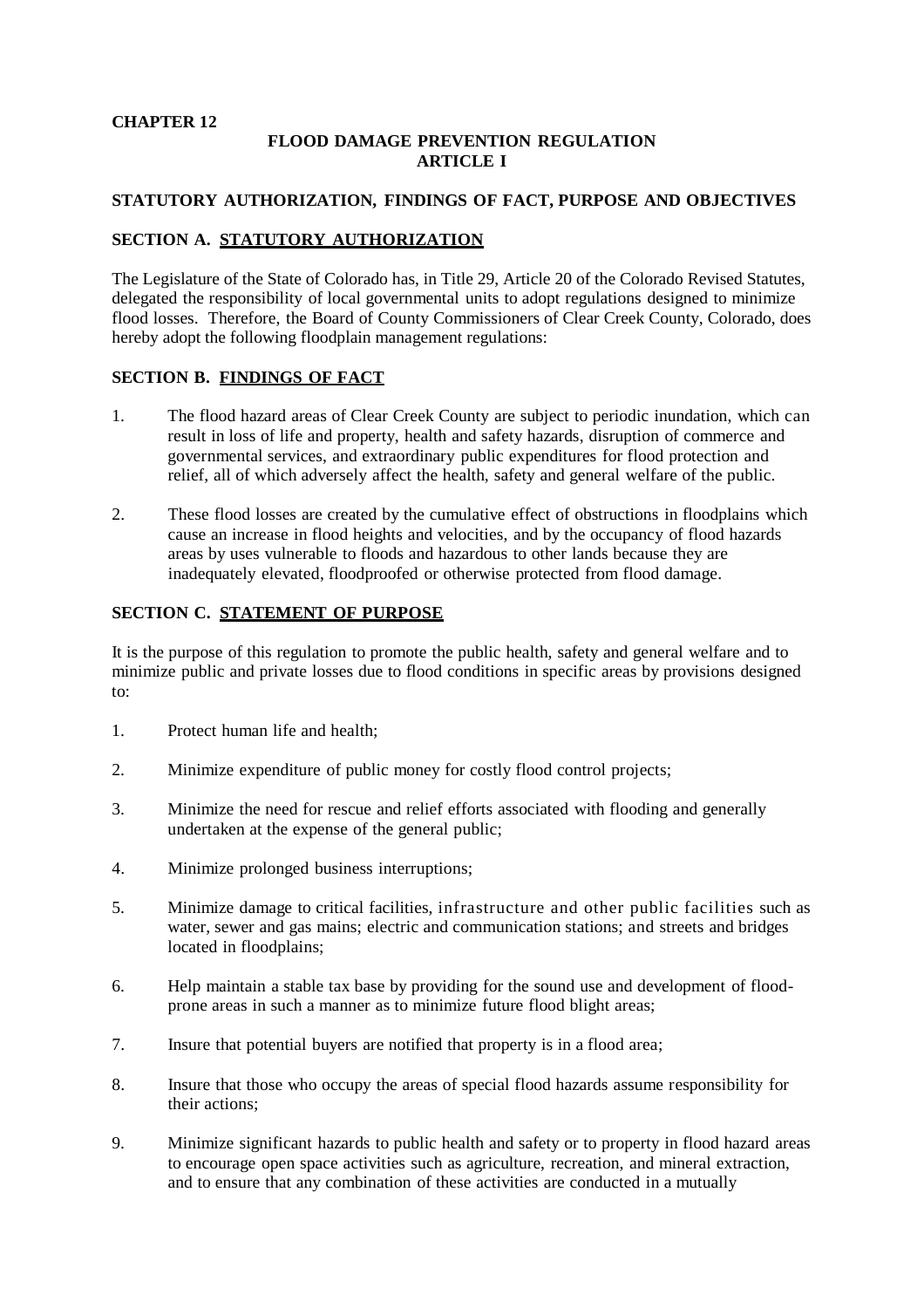**CHAPTER 12**

# FLOOD DAMAGE PREVENTION REGULATION
## ARTICLE I

## STATUTORY AUTHORIZATION, FINDINGS OF FACT, PURPOSE AND OBJECTIVES

### SECTION A. STATUTORY AUTHORIZATION

The Legislature of the State of Colorado has, in Title 29, Article 20 of the Colorado Revised Statutes, delegated the responsibility of local governmental units to adopt regulations designed to minimize flood losses. Therefore, the Board of County Commissioners of Clear Creek County, Colorado, does hereby adopt the following floodplain management regulations:

### SECTION B. FINDINGS OF FACT

1. The flood hazard areas of Clear Creek County are subject to periodic inundation, which can result in loss of life and property, health and safety hazards, disruption of commerce and governmental services, and extraordinary public expenditures for flood protection and relief, all of which adversely affect the health, safety and general welfare of the public.

2. These flood losses are created by the cumulative effect of obstructions in floodplains which cause an increase in flood heights and velocities, and by the occupancy of flood hazards areas by uses vulnerable to floods and hazardous to other lands because they are inadequately elevated, floodproofed or otherwise protected from flood damage.

### SECTION C. STATEMENT OF PURPOSE

It is the purpose of this regulation to promote the public health, safety and general welfare and to minimize public and private losses due to flood conditions in specific areas by provisions designed to:

1. Protect human life and health;

2. Minimize expenditure of public money for costly flood control projects;

3. Minimize the need for rescue and relief efforts associated with flooding and generally undertaken at the expense of the general public;

4. Minimize prolonged business interruptions;

5. Minimize damage to critical facilities, infrastructure and other public facilities such as water, sewer and gas mains; electric and communication stations; and streets and bridges located in floodplains;

6. Help maintain a stable tax base by providing for the sound use and development of flood-prone areas in such a manner as to minimize future flood blight areas;

7. Insure that potential buyers are notified that property is in a flood area;

8. Insure that those who occupy the areas of special flood hazards assume responsibility for their actions;

9. Minimize significant hazards to public health and safety or to property in flood hazard areas to encourage open space activities such as agriculture, recreation, and mineral extraction, and to ensure that any combination of these activities are conducted in a mutually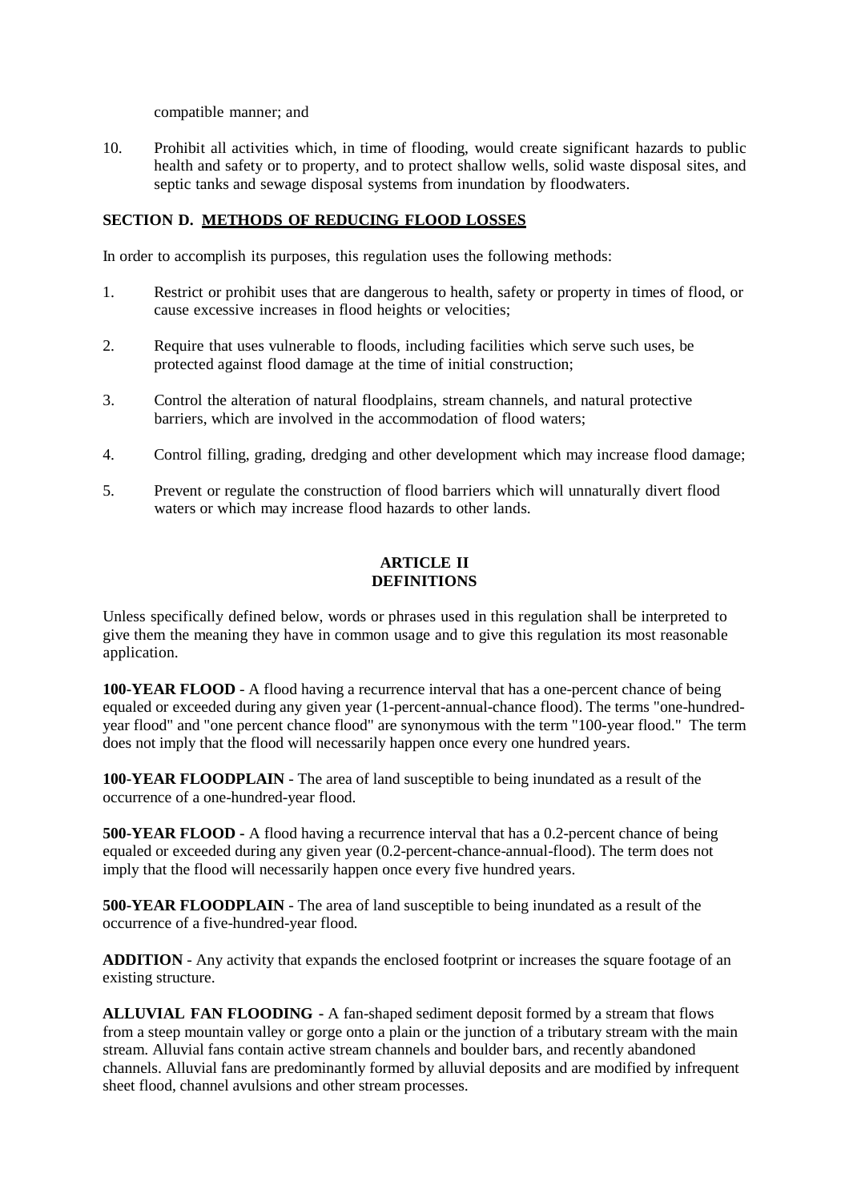compatible manner; and

10. Prohibit all activities which, in time of flooding, would create significant hazards to public health and safety or to property, and to protect shallow wells, solid waste disposal sites, and septic tanks and sewage disposal systems from inundation by floodwaters.

### SECTION D. METHODS OF REDUCING FLOOD LOSSES

In order to accomplish its purposes, this regulation uses the following methods:

1. Restrict or prohibit uses that are dangerous to health, safety or property in times of flood, or cause excessive increases in flood heights or velocities;

2. Require that uses vulnerable to floods, including facilities which serve such uses, be protected against flood damage at the time of initial construction;

3. Control the alteration of natural floodplains, stream channels, and natural protective barriers, which are involved in the accommodation of flood waters;

4. Control filling, grading, dredging and other development which may increase flood damage;

5. Prevent or regulate the construction of flood barriers which will unnaturally divert flood waters or which may increase flood hazards to other lands.

## ARTICLE II
## DEFINITIONS

Unless specifically defined below, words or phrases used in this regulation shall be interpreted to give them the meaning they have in common usage and to give this regulation its most reasonable application.

**100-YEAR FLOOD** - A flood having a recurrence interval that has a one-percent chance of being equaled or exceeded during any given year (1-percent-annual-chance flood). The terms "one-hundred-year flood" and "one percent chance flood" are synonymous with the term "100-year flood." The term does not imply that the flood will necessarily happen once every one hundred years.

**100-YEAR FLOODPLAIN** - The area of land susceptible to being inundated as a result of the occurrence of a one-hundred-year flood.

**500-YEAR FLOOD -** A flood having a recurrence interval that has a 0.2-percent chance of being equaled or exceeded during any given year (0.2-percent-chance-annual-flood). The term does not imply that the flood will necessarily happen once every five hundred years.

**500-YEAR FLOODPLAIN** - The area of land susceptible to being inundated as a result of the occurrence of a five-hundred-year flood.

**ADDITION** - Any activity that expands the enclosed footprint or increases the square footage of an existing structure.

**ALLUVIAL FAN FLOODING -** A fan-shaped sediment deposit formed by a stream that flows from a steep mountain valley or gorge onto a plain or the junction of a tributary stream with the main stream. Alluvial fans contain active stream channels and boulder bars, and recently abandoned channels. Alluvial fans are predominantly formed by alluvial deposits and are modified by infrequent sheet flood, channel avulsions and other stream processes.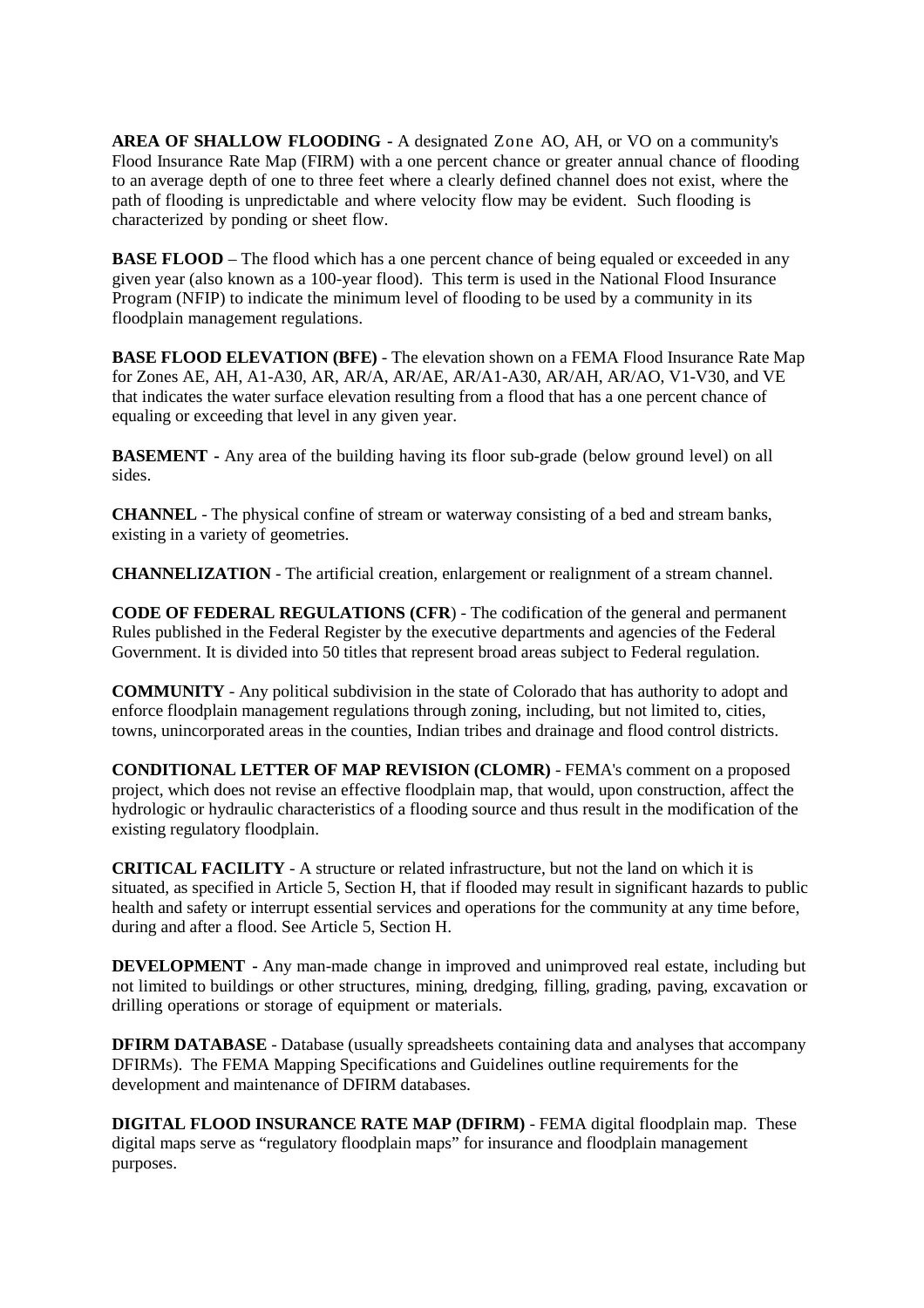**AREA OF SHALLOW FLOODING -** A designated Zone AO, AH, or VO on a community's Flood Insurance Rate Map (FIRM) with a one percent chance or greater annual chance of flooding to an average depth of one to three feet where a clearly defined channel does not exist, where the path of flooding is unpredictable and where velocity flow may be evident. Such flooding is characterized by ponding or sheet flow.

**BASE FLOOD** – The flood which has a one percent chance of being equaled or exceeded in any given year (also known as a 100-year flood). This term is used in the National Flood Insurance Program (NFIP) to indicate the minimum level of flooding to be used by a community in its floodplain management regulations.

**BASE FLOOD ELEVATION (BFE)** - The elevation shown on a FEMA Flood Insurance Rate Map for Zones AE, AH, A1-A30, AR, AR/A, AR/AE, AR/A1-A30, AR/AH, AR/AO, V1-V30, and VE that indicates the water surface elevation resulting from a flood that has a one percent chance of equaling or exceeding that level in any given year.

**BASEMENT -** Any area of the building having its floor sub-grade (below ground level) on all sides.

**CHANNEL** - The physical confine of stream or waterway consisting of a bed and stream banks, existing in a variety of geometries.

**CHANNELIZATION** - The artificial creation, enlargement or realignment of a stream channel.

**CODE OF FEDERAL REGULATIONS (CFR**) - The codification of the general and permanent Rules published in the Federal Register by the executive departments and agencies of the Federal Government. It is divided into 50 titles that represent broad areas subject to Federal regulation.

**COMMUNITY** - Any political subdivision in the state of Colorado that has authority to adopt and enforce floodplain management regulations through zoning, including, but not limited to, cities, towns, unincorporated areas in the counties, Indian tribes and drainage and flood control districts.

**CONDITIONAL LETTER OF MAP REVISION (CLOMR)** - FEMA's comment on a proposed project, which does not revise an effective floodplain map, that would, upon construction, affect the hydrologic or hydraulic characteristics of a flooding source and thus result in the modification of the existing regulatory floodplain.

**CRITICAL FACILITY** - A structure or related infrastructure, but not the land on which it is situated, as specified in Article 5, Section H, that if flooded may result in significant hazards to public health and safety or interrupt essential services and operations for the community at any time before, during and after a flood. See Article 5, Section H.

**DEVELOPMENT -** Any man-made change in improved and unimproved real estate, including but not limited to buildings or other structures, mining, dredging, filling, grading, paving, excavation or drilling operations or storage of equipment or materials.

**DFIRM DATABASE** - Database (usually spreadsheets containing data and analyses that accompany DFIRMs). The FEMA Mapping Specifications and Guidelines outline requirements for the development and maintenance of DFIRM databases.

**DIGITAL FLOOD INSURANCE RATE MAP (DFIRM)** - FEMA digital floodplain map. These digital maps serve as "regulatory floodplain maps" for insurance and floodplain management purposes.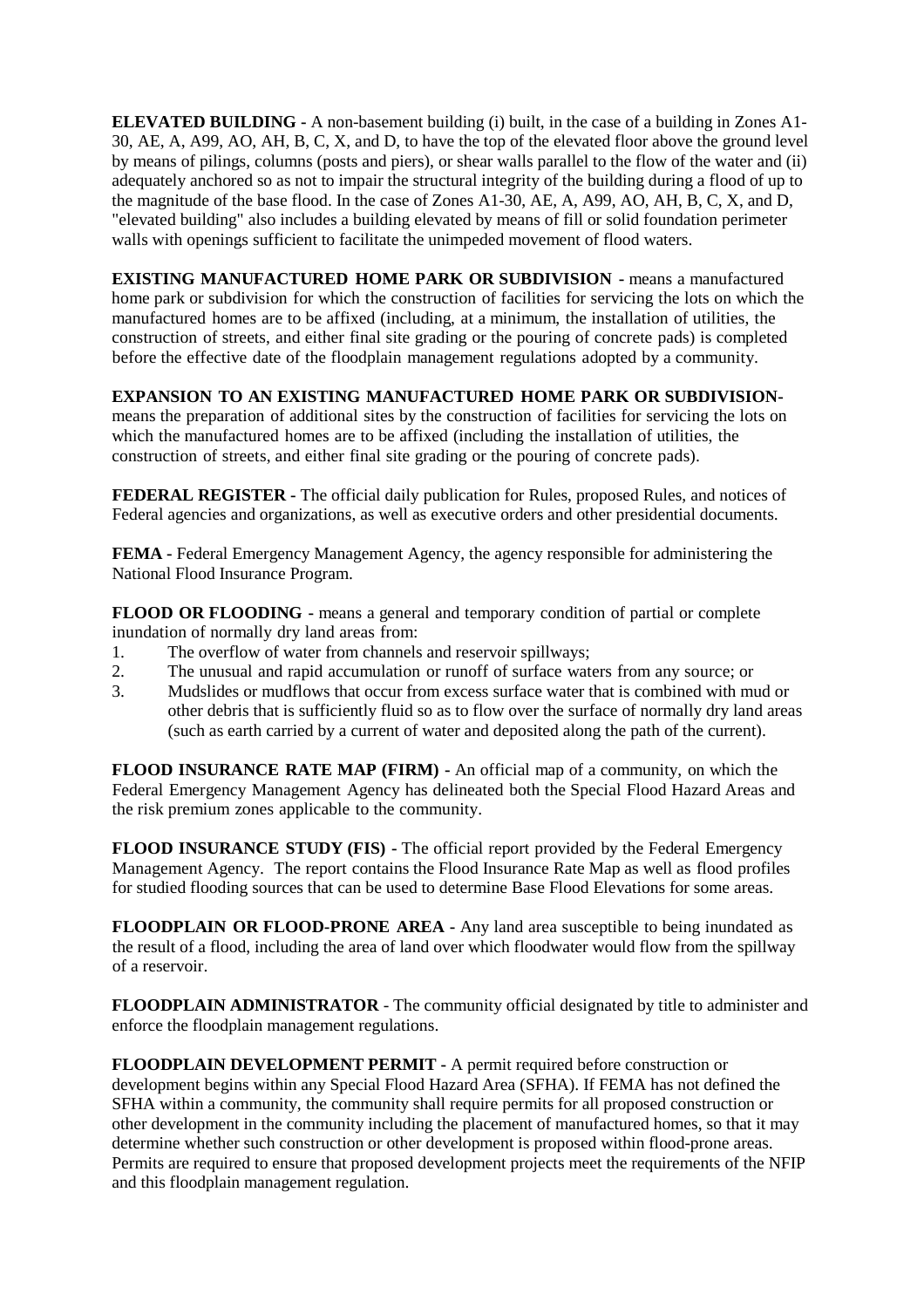**ELEVATED BUILDING -** A non-basement building (i) built, in the case of a building in Zones A1-30, AE, A, A99, AO, AH, B, C, X, and D, to have the top of the elevated floor above the ground level by means of pilings, columns (posts and piers), or shear walls parallel to the flow of the water and (ii) adequately anchored so as not to impair the structural integrity of the building during a flood of up to the magnitude of the base flood. In the case of Zones A1-30, AE, A, A99, AO, AH, B, C, X, and D, "elevated building" also includes a building elevated by means of fill or solid foundation perimeter walls with openings sufficient to facilitate the unimpeded movement of flood waters.

**EXISTING MANUFACTURED HOME PARK OR SUBDIVISION -** means a manufactured home park or subdivision for which the construction of facilities for servicing the lots on which the manufactured homes are to be affixed (including, at a minimum, the installation of utilities, the construction of streets, and either final site grading or the pouring of concrete pads) is completed before the effective date of the floodplain management regulations adopted by a community.

**EXPANSION TO AN EXISTING MANUFACTURED HOME PARK OR SUBDIVISION-** means the preparation of additional sites by the construction of facilities for servicing the lots on which the manufactured homes are to be affixed (including the installation of utilities, the construction of streets, and either final site grading or the pouring of concrete pads).

**FEDERAL REGISTER -** The official daily publication for Rules, proposed Rules, and notices of Federal agencies and organizations, as well as executive orders and other presidential documents.

**FEMA -** Federal Emergency Management Agency, the agency responsible for administering the National Flood Insurance Program.

**FLOOD OR FLOODING -** means a general and temporary condition of partial or complete inundation of normally dry land areas from:

1. The overflow of water from channels and reservoir spillways;
2. The unusual and rapid accumulation or runoff of surface waters from any source; or
3. Mudslides or mudflows that occur from excess surface water that is combined with mud or other debris that is sufficiently fluid so as to flow over the surface of normally dry land areas (such as earth carried by a current of water and deposited along the path of the current).

**FLOOD INSURANCE RATE MAP (FIRM) -** An official map of a community, on which the Federal Emergency Management Agency has delineated both the Special Flood Hazard Areas and the risk premium zones applicable to the community.

**FLOOD INSURANCE STUDY (FIS) -** The official report provided by the Federal Emergency Management Agency. The report contains the Flood Insurance Rate Map as well as flood profiles for studied flooding sources that can be used to determine Base Flood Elevations for some areas.

**FLOODPLAIN OR FLOOD-PRONE AREA -** Any land area susceptible to being inundated as the result of a flood, including the area of land over which floodwater would flow from the spillway of a reservoir.

**FLOODPLAIN ADMINISTRATOR** - The community official designated by title to administer and enforce the floodplain management regulations.

**FLOODPLAIN DEVELOPMENT PERMIT -** A permit required before construction or development begins within any Special Flood Hazard Area (SFHA). If FEMA has not defined the SFHA within a community, the community shall require permits for all proposed construction or other development in the community including the placement of manufactured homes, so that it may determine whether such construction or other development is proposed within flood-prone areas. Permits are required to ensure that proposed development projects meet the requirements of the NFIP and this floodplain management regulation.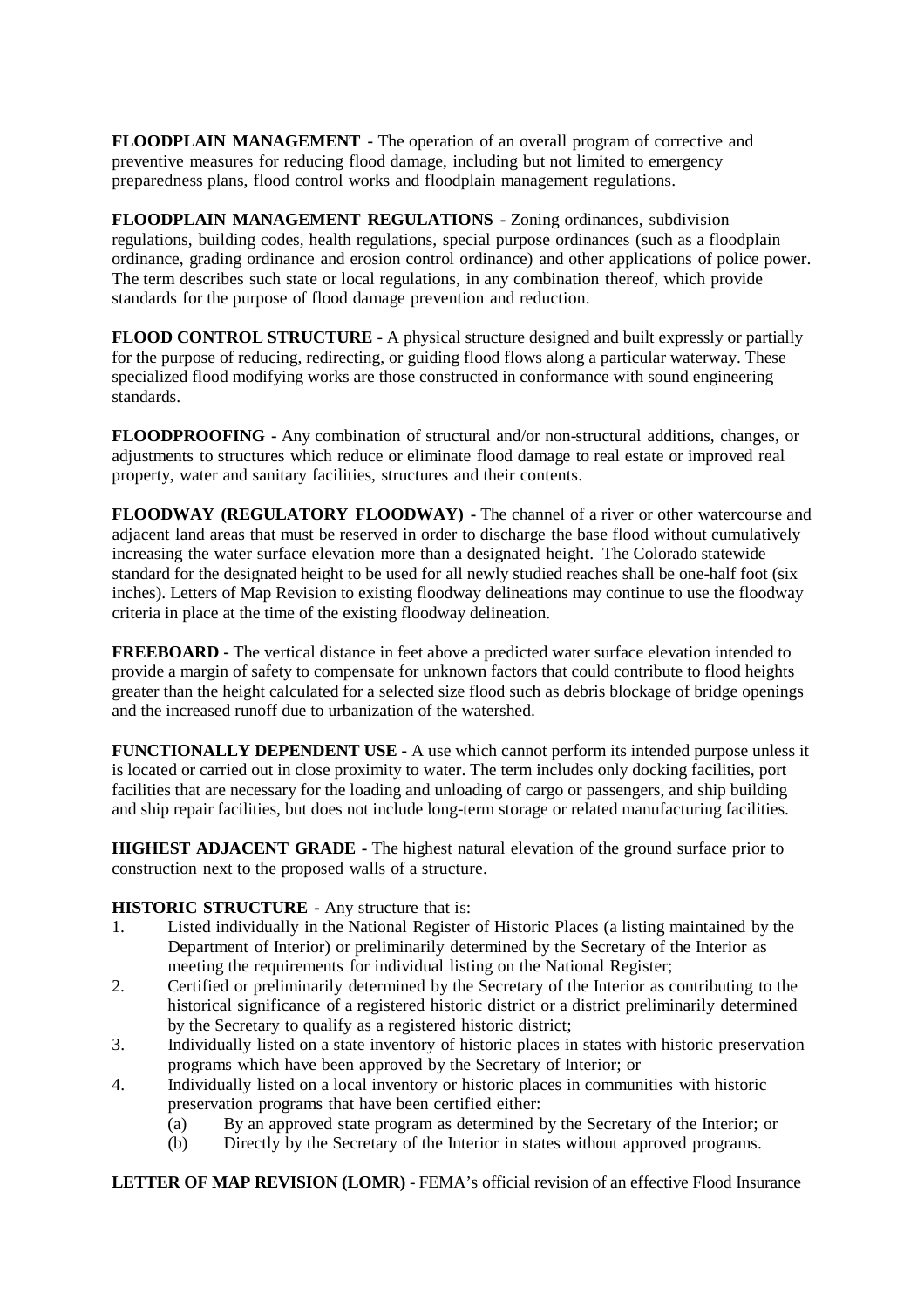**FLOODPLAIN MANAGEMENT -** The operation of an overall program of corrective and preventive measures for reducing flood damage, including but not limited to emergency preparedness plans, flood control works and floodplain management regulations.

**FLOODPLAIN MANAGEMENT REGULATIONS -** Zoning ordinances, subdivision regulations, building codes, health regulations, special purpose ordinances (such as a floodplain ordinance, grading ordinance and erosion control ordinance) and other applications of police power. The term describes such state or local regulations, in any combination thereof, which provide standards for the purpose of flood damage prevention and reduction.

**FLOOD CONTROL STRUCTURE** - A physical structure designed and built expressly or partially for the purpose of reducing, redirecting, or guiding flood flows along a particular waterway. These specialized flood modifying works are those constructed in conformance with sound engineering standards.

**FLOODPROOFING -** Any combination of structural and/or non-structural additions, changes, or adjustments to structures which reduce or eliminate flood damage to real estate or improved real property, water and sanitary facilities, structures and their contents.

**FLOODWAY (REGULATORY FLOODWAY) -** The channel of a river or other watercourse and adjacent land areas that must be reserved in order to discharge the base flood without cumulatively increasing the water surface elevation more than a designated height. The Colorado statewide standard for the designated height to be used for all newly studied reaches shall be one-half foot (six inches). Letters of Map Revision to existing floodway delineations may continue to use the floodway criteria in place at the time of the existing floodway delineation.

**FREEBOARD -** The vertical distance in feet above a predicted water surface elevation intended to provide a margin of safety to compensate for unknown factors that could contribute to flood heights greater than the height calculated for a selected size flood such as debris blockage of bridge openings and the increased runoff due to urbanization of the watershed.

**FUNCTIONALLY DEPENDENT USE -** A use which cannot perform its intended purpose unless it is located or carried out in close proximity to water. The term includes only docking facilities, port facilities that are necessary for the loading and unloading of cargo or passengers, and ship building and ship repair facilities, but does not include long-term storage or related manufacturing facilities.

**HIGHEST ADJACENT GRADE -** The highest natural elevation of the ground surface prior to construction next to the proposed walls of a structure.

**HISTORIC STRUCTURE -** Any structure that is:

1. Listed individually in the National Register of Historic Places (a listing maintained by the Department of Interior) or preliminarily determined by the Secretary of the Interior as meeting the requirements for individual listing on the National Register;
2. Certified or preliminarily determined by the Secretary of the Interior as contributing to the historical significance of a registered historic district or a district preliminarily determined by the Secretary to qualify as a registered historic district;
3. Individually listed on a state inventory of historic places in states with historic preservation programs which have been approved by the Secretary of Interior; or
4. Individually listed on a local inventory or historic places in communities with historic preservation programs that have been certified either:
   (a) By an approved state program as determined by the Secretary of the Interior; or
   (b) Directly by the Secretary of the Interior in states without approved programs.

**LETTER OF MAP REVISION (LOMR)** - FEMA's official revision of an effective Flood Insurance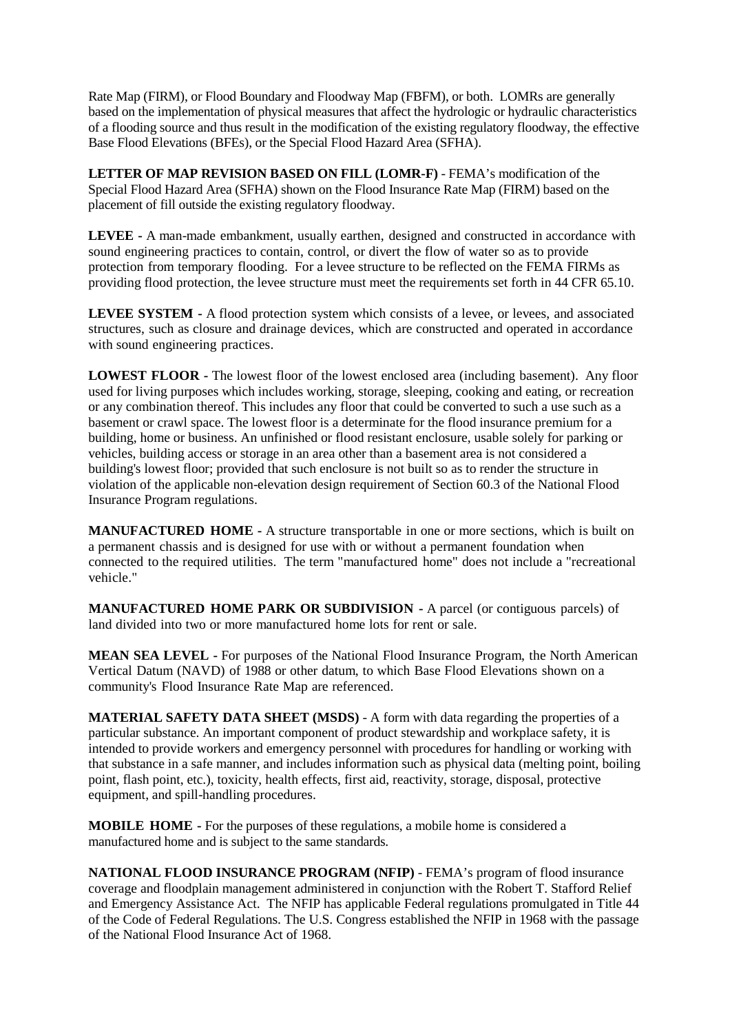Rate Map (FIRM), or Flood Boundary and Floodway Map (FBFM), or both. LOMRs are generally based on the implementation of physical measures that affect the hydrologic or hydraulic characteristics of a flooding source and thus result in the modification of the existing regulatory floodway, the effective Base Flood Elevations (BFEs), or the Special Flood Hazard Area (SFHA).

**LETTER OF MAP REVISION BASED ON FILL (LOMR-F)** - FEMA's modification of the Special Flood Hazard Area (SFHA) shown on the Flood Insurance Rate Map (FIRM) based on the placement of fill outside the existing regulatory floodway.

**LEVEE -** A man-made embankment, usually earthen, designed and constructed in accordance with sound engineering practices to contain, control, or divert the flow of water so as to provide protection from temporary flooding. For a levee structure to be reflected on the FEMA FIRMs as providing flood protection, the levee structure must meet the requirements set forth in 44 CFR 65.10.

**LEVEE SYSTEM** - A flood protection system which consists of a levee, or levees, and associated structures, such as closure and drainage devices, which are constructed and operated in accordance with sound engineering practices.

**LOWEST FLOOR -** The lowest floor of the lowest enclosed area (including basement). Any floor used for living purposes which includes working, storage, sleeping, cooking and eating, or recreation or any combination thereof. This includes any floor that could be converted to such a use such as a basement or crawl space. The lowest floor is a determinate for the flood insurance premium for a building, home or business. An unfinished or flood resistant enclosure, usable solely for parking or vehicles, building access or storage in an area other than a basement area is not considered a building's lowest floor; provided that such enclosure is not built so as to render the structure in violation of the applicable non-elevation design requirement of Section 60.3 of the National Flood Insurance Program regulations.

**MANUFACTURED HOME -** A structure transportable in one or more sections, which is built on a permanent chassis and is designed for use with or without a permanent foundation when connected to the required utilities. The term "manufactured home" does not include a "recreational vehicle."

**MANUFACTURED HOME PARK OR SUBDIVISION -** A parcel (or contiguous parcels) of land divided into two or more manufactured home lots for rent or sale.

**MEAN SEA LEVEL -** For purposes of the National Flood Insurance Program, the North American Vertical Datum (NAVD) of 1988 or other datum, to which Base Flood Elevations shown on a community's Flood Insurance Rate Map are referenced.

**MATERIAL SAFETY DATA SHEET (MSDS)** - A form with data regarding the properties of a particular substance. An important component of product stewardship and workplace safety, it is intended to provide workers and emergency personnel with procedures for handling or working with that substance in a safe manner, and includes information such as physical data (melting point, boiling point, flash point, etc.), toxicity, health effects, first aid, reactivity, storage, disposal, protective equipment, and spill-handling procedures.

**MOBILE HOME -** For the purposes of these regulations, a mobile home is considered a manufactured home and is subject to the same standards.

**NATIONAL FLOOD INSURANCE PROGRAM (NFIP)** - FEMA's program of flood insurance coverage and floodplain management administered in conjunction with the Robert T. Stafford Relief and Emergency Assistance Act. The NFIP has applicable Federal regulations promulgated in Title 44 of the Code of Federal Regulations. The U.S. Congress established the NFIP in 1968 with the passage of the National Flood Insurance Act of 1968.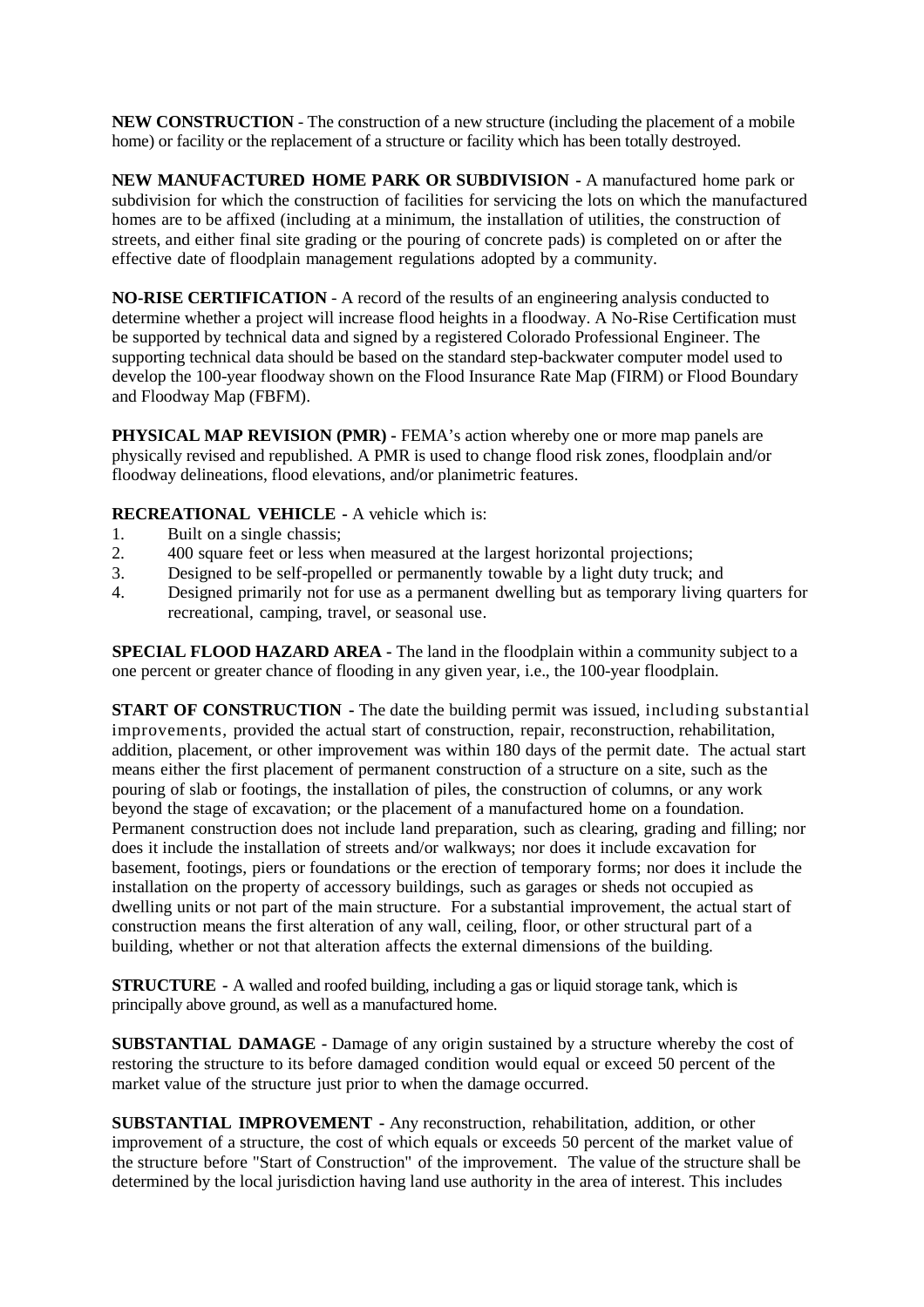**NEW CONSTRUCTION** - The construction of a new structure (including the placement of a mobile home) or facility or the replacement of a structure or facility which has been totally destroyed.

**NEW MANUFACTURED HOME PARK OR SUBDIVISION** - A manufactured home park or subdivision for which the construction of facilities for servicing the lots on which the manufactured homes are to be affixed (including at a minimum, the installation of utilities, the construction of streets, and either final site grading or the pouring of concrete pads) is completed on or after the effective date of floodplain management regulations adopted by a community.

**NO-RISE CERTIFICATION** - A record of the results of an engineering analysis conducted to determine whether a project will increase flood heights in a floodway. A No-Rise Certification must be supported by technical data and signed by a registered Colorado Professional Engineer. The supporting technical data should be based on the standard step-backwater computer model used to develop the 100-year floodway shown on the Flood Insurance Rate Map (FIRM) or Flood Boundary and Floodway Map (FBFM).

**PHYSICAL MAP REVISION (PMR)** - FEMA's action whereby one or more map panels are physically revised and republished. A PMR is used to change flood risk zones, floodplain and/or floodway delineations, flood elevations, and/or planimetric features.

**RECREATIONAL VEHICLE** - A vehicle which is:

1. Built on a single chassis;
2. 400 square feet or less when measured at the largest horizontal projections;
3. Designed to be self-propelled or permanently towable by a light duty truck; and
4. Designed primarily not for use as a permanent dwelling but as temporary living quarters for recreational, camping, travel, or seasonal use.

**SPECIAL FLOOD HAZARD AREA** - The land in the floodplain within a community subject to a one percent or greater chance of flooding in any given year, i.e., the 100-year floodplain.

**START OF CONSTRUCTION** - The date the building permit was issued, including substantial improvements, provided the actual start of construction, repair, reconstruction, rehabilitation, addition, placement, or other improvement was within 180 days of the permit date. The actual start means either the first placement of permanent construction of a structure on a site, such as the pouring of slab or footings, the installation of piles, the construction of columns, or any work beyond the stage of excavation; or the placement of a manufactured home on a foundation. Permanent construction does not include land preparation, such as clearing, grading and filling; nor does it include the installation of streets and/or walkways; nor does it include excavation for basement, footings, piers or foundations or the erection of temporary forms; nor does it include the installation on the property of accessory buildings, such as garages or sheds not occupied as dwelling units or not part of the main structure. For a substantial improvement, the actual start of construction means the first alteration of any wall, ceiling, floor, or other structural part of a building, whether or not that alteration affects the external dimensions of the building.

**STRUCTURE** - A walled and roofed building, including a gas or liquid storage tank, which is principally above ground, as well as a manufactured home.

**SUBSTANTIAL DAMAGE** - Damage of any origin sustained by a structure whereby the cost of restoring the structure to its before damaged condition would equal or exceed 50 percent of the market value of the structure just prior to when the damage occurred.

**SUBSTANTIAL IMPROVEMENT** - Any reconstruction, rehabilitation, addition, or other improvement of a structure, the cost of which equals or exceeds 50 percent of the market value of the structure before "Start of Construction" of the improvement. The value of the structure shall be determined by the local jurisdiction having land use authority in the area of interest. This includes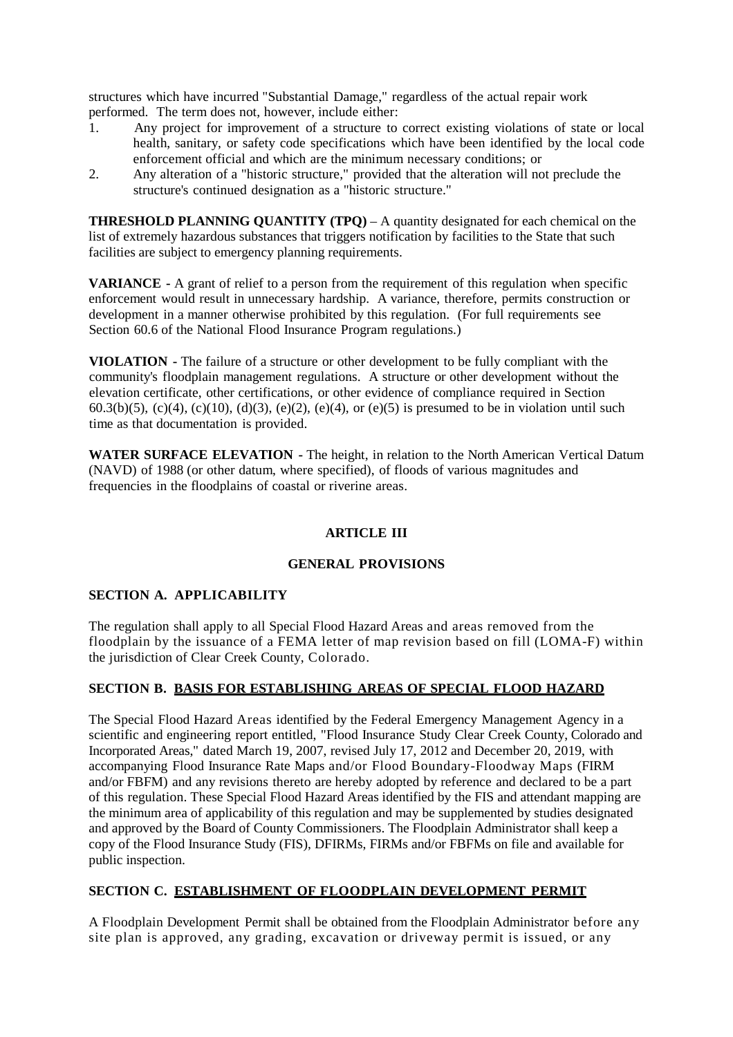structures which have incurred "Substantial Damage," regardless of the actual repair work performed. The term does not, however, include either:

1. Any project for improvement of a structure to correct existing violations of state or local health, sanitary, or safety code specifications which have been identified by the local code enforcement official and which are the minimum necessary conditions; or
2. Any alteration of a "historic structure," provided that the alteration will not preclude the structure's continued designation as a "historic structure."

**THRESHOLD PLANNING QUANTITY (TPQ)** – A quantity designated for each chemical on the list of extremely hazardous substances that triggers notification by facilities to the State that such facilities are subject to emergency planning requirements.

**VARIANCE -** A grant of relief to a person from the requirement of this regulation when specific enforcement would result in unnecessary hardship. A variance, therefore, permits construction or development in a manner otherwise prohibited by this regulation. (For full requirements see Section 60.6 of the National Flood Insurance Program regulations.)

**VIOLATION -** The failure of a structure or other development to be fully compliant with the community's floodplain management regulations. A structure or other development without the elevation certificate, other certifications, or other evidence of compliance required in Section 60.3(b)(5), (c)(4), (c)(10), (d)(3), (e)(2), (e)(4), or (e)(5) is presumed to be in violation until such time as that documentation is provided.

**WATER SURFACE ELEVATION -** The height, in relation to the North American Vertical Datum (NAVD) of 1988 (or other datum, where specified), of floods of various magnitudes and frequencies in the floodplains of coastal or riverine areas.

## ARTICLE III

## GENERAL PROVISIONS

### SECTION A. APPLICABILITY

The regulation shall apply to all Special Flood Hazard Areas and areas removed from the floodplain by the issuance of a FEMA letter of map revision based on fill (LOMA-F) within the jurisdiction of Clear Creek County, Colorado.

### SECTION B. BASIS FOR ESTABLISHING AREAS OF SPECIAL FLOOD HAZARD

The Special Flood Hazard Areas identified by the Federal Emergency Management Agency in a scientific and engineering report entitled, "Flood Insurance Study Clear Creek County, Colorado and Incorporated Areas," dated March 19, 2007, revised July 17, 2012 and December 20, 2019, with accompanying Flood Insurance Rate Maps and/or Flood Boundary-Floodway Maps (FIRM and/or FBFM) and any revisions thereto are hereby adopted by reference and declared to be a part of this regulation. These Special Flood Hazard Areas identified by the FIS and attendant mapping are the minimum area of applicability of this regulation and may be supplemented by studies designated and approved by the Board of County Commissioners. The Floodplain Administrator shall keep a copy of the Flood Insurance Study (FIS), DFIRMs, FIRMs and/or FBFMs on file and available for public inspection.

### SECTION C. ESTABLISHMENT OF FLOODPLAIN DEVELOPMENT PERMIT

A Floodplain Development Permit shall be obtained from the Floodplain Administrator before any site plan is approved, any grading, excavation or driveway permit is issued, or any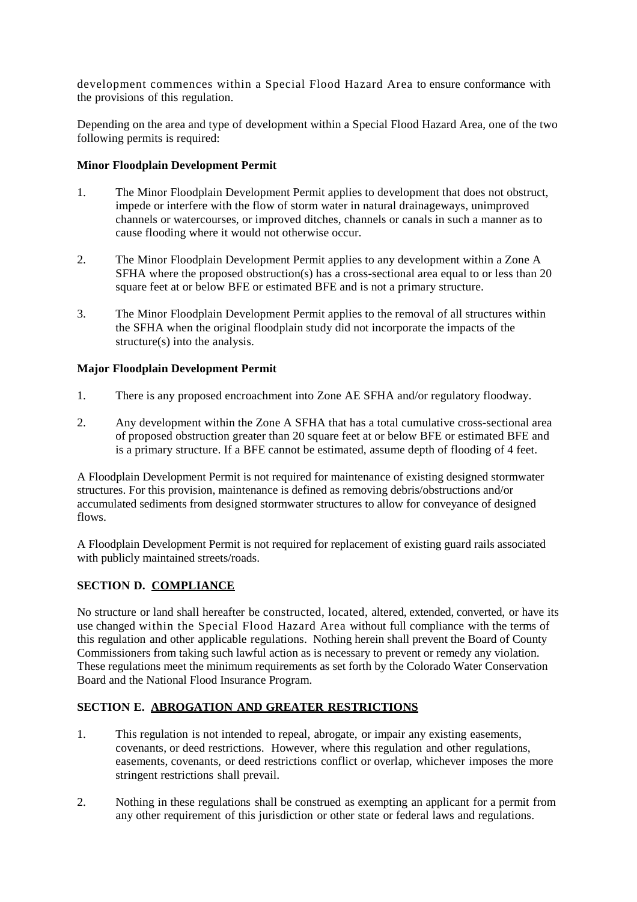development commences within a Special Flood Hazard Area to ensure conformance with the provisions of this regulation.

Depending on the area and type of development within a Special Flood Hazard Area, one of the two following permits is required:

**Minor Floodplain Development Permit**

1. The Minor Floodplain Development Permit applies to development that does not obstruct, impede or interfere with the flow of storm water in natural drainageways, unimproved channels or watercourses, or improved ditches, channels or canals in such a manner as to cause flooding where it would not otherwise occur.

2. The Minor Floodplain Development Permit applies to any development within a Zone A SFHA where the proposed obstruction(s) has a cross-sectional area equal to or less than 20 square feet at or below BFE or estimated BFE and is not a primary structure.

3. The Minor Floodplain Development Permit applies to the removal of all structures within the SFHA when the original floodplain study did not incorporate the impacts of the structure(s) into the analysis.

**Major Floodplain Development Permit**

1. There is any proposed encroachment into Zone AE SFHA and/or regulatory floodway.

2. Any development within the Zone A SFHA that has a total cumulative cross-sectional area of proposed obstruction greater than 20 square feet at or below BFE or estimated BFE and is a primary structure. If a BFE cannot be estimated, assume depth of flooding of 4 feet.

A Floodplain Development Permit is not required for maintenance of existing designed stormwater structures. For this provision, maintenance is defined as removing debris/obstructions and/or accumulated sediments from designed stormwater structures to allow for conveyance of designed flows.

A Floodplain Development Permit is not required for replacement of existing guard rails associated with publicly maintained streets/roads.

## SECTION D. COMPLIANCE

No structure or land shall hereafter be constructed, located, altered, extended, converted, or have its use changed within the Special Flood Hazard Area without full compliance with the terms of this regulation and other applicable regulations. Nothing herein shall prevent the Board of County Commissioners from taking such lawful action as is necessary to prevent or remedy any violation. These regulations meet the minimum requirements as set forth by the Colorado Water Conservation Board and the National Flood Insurance Program.

## SECTION E. ABROGATION AND GREATER RESTRICTIONS

1. This regulation is not intended to repeal, abrogate, or impair any existing easements, covenants, or deed restrictions. However, where this regulation and other regulations, easements, covenants, or deed restrictions conflict or overlap, whichever imposes the more stringent restrictions shall prevail.

2. Nothing in these regulations shall be construed as exempting an applicant for a permit from any other requirement of this jurisdiction or other state or federal laws and regulations.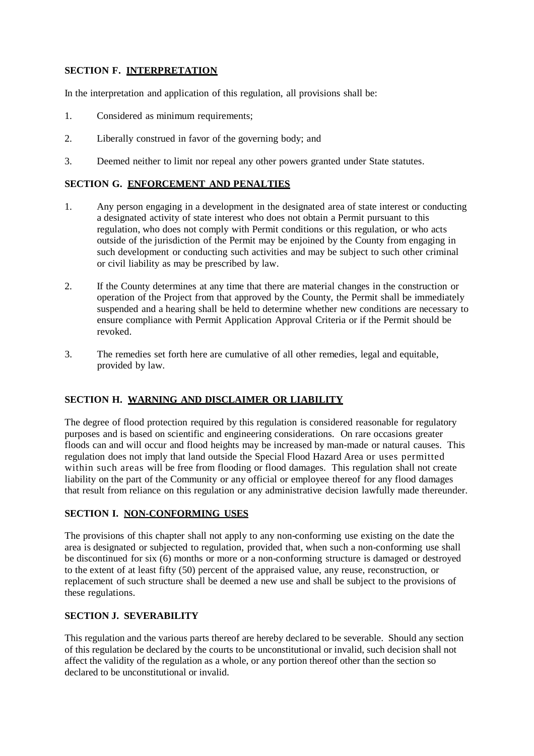## SECTION F. INTERPRETATION

In the interpretation and application of this regulation, all provisions shall be:

1. Considered as minimum requirements;
2. Liberally construed in favor of the governing body; and
3. Deemed neither to limit nor repeal any other powers granted under State statutes.

## SECTION G. ENFORCEMENT AND PENALTIES

1. Any person engaging in a development in the designated area of state interest or conducting a designated activity of state interest who does not obtain a Permit pursuant to this regulation, who does not comply with Permit conditions or this regulation, or who acts outside of the jurisdiction of the Permit may be enjoined by the County from engaging in such development or conducting such activities and may be subject to such other criminal or civil liability as may be prescribed by law.
2. If the County determines at any time that there are material changes in the construction or operation of the Project from that approved by the County, the Permit shall be immediately suspended and a hearing shall be held to determine whether new conditions are necessary to ensure compliance with Permit Application Approval Criteria or if the Permit should be revoked.
3. The remedies set forth here are cumulative of all other remedies, legal and equitable, provided by law.

## SECTION H. WARNING AND DISCLAIMER OR LIABILITY

The degree of flood protection required by this regulation is considered reasonable for regulatory purposes and is based on scientific and engineering considerations. On rare occasions greater floods can and will occur and flood heights may be increased by man-made or natural causes. This regulation does not imply that land outside the Special Flood Hazard Area or uses permitted within such areas will be free from flooding or flood damages. This regulation shall not create liability on the part of the Community or any official or employee thereof for any flood damages that result from reliance on this regulation or any administrative decision lawfully made thereunder.

## SECTION I. NON-CONFORMING USES

The provisions of this chapter shall not apply to any non-conforming use existing on the date the area is designated or subjected to regulation, provided that, when such a non-conforming use shall be discontinued for six (6) months or more or a non-conforming structure is damaged or destroyed to the extent of at least fifty (50) percent of the appraised value, any reuse, reconstruction, or replacement of such structure shall be deemed a new use and shall be subject to the provisions of these regulations.

## SECTION J. SEVERABILITY

This regulation and the various parts thereof are hereby declared to be severable. Should any section of this regulation be declared by the courts to be unconstitutional or invalid, such decision shall not affect the validity of the regulation as a whole, or any portion thereof other than the section so declared to be unconstitutional or invalid.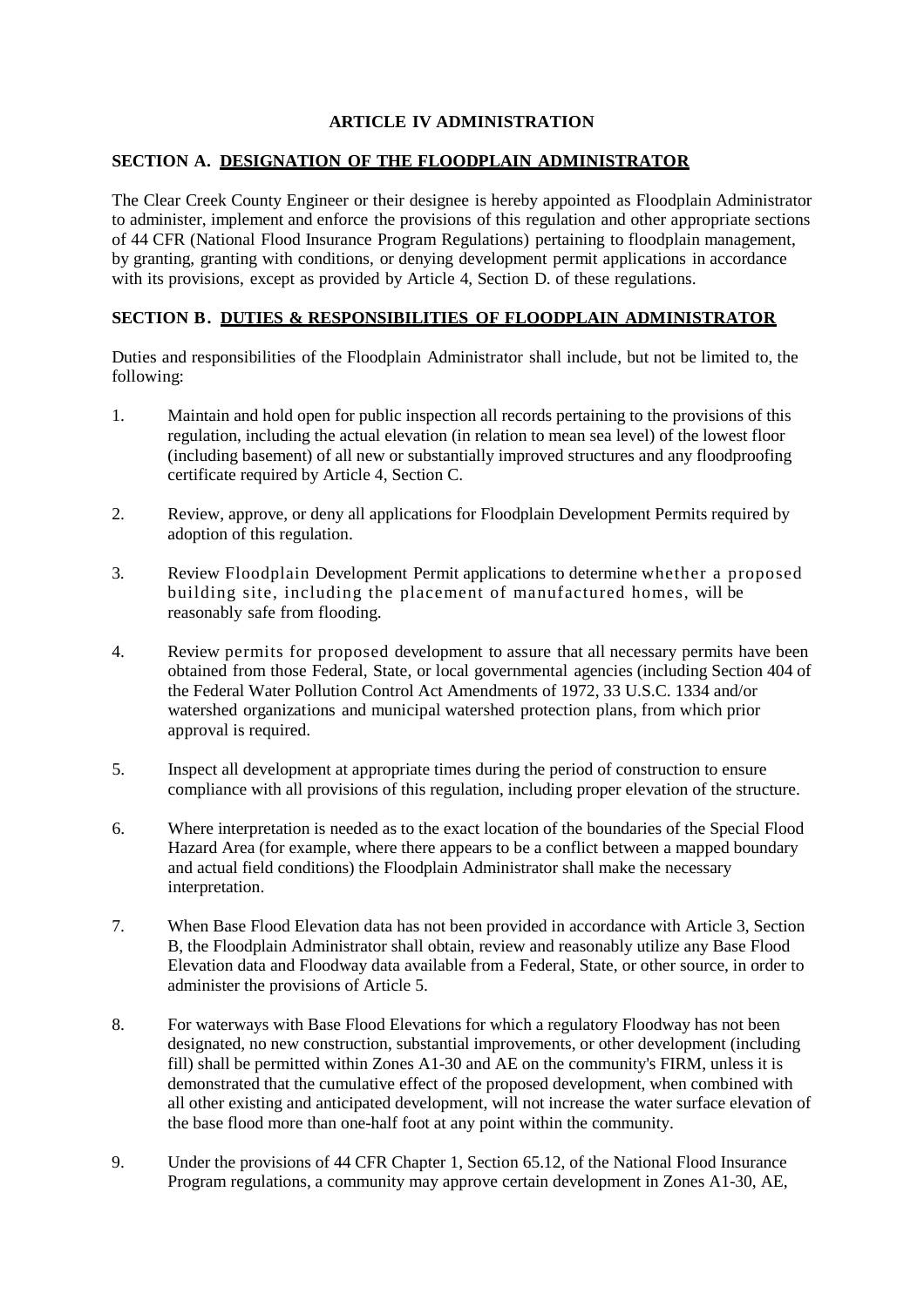## ARTICLE IV ADMINISTRATION

### SECTION A. DESIGNATION OF THE FLOODPLAIN ADMINISTRATOR

The Clear Creek County Engineer or their designee is hereby appointed as Floodplain Administrator to administer, implement and enforce the provisions of this regulation and other appropriate sections of 44 CFR (National Flood Insurance Program Regulations) pertaining to floodplain management, by granting, granting with conditions, or denying development permit applications in accordance with its provisions, except as provided by Article 4, Section D. of these regulations.

### SECTION B. DUTIES & RESPONSIBILITIES OF FLOODPLAIN ADMINISTRATOR

Duties and responsibilities of the Floodplain Administrator shall include, but not be limited to, the following:

1. Maintain and hold open for public inspection all records pertaining to the provisions of this regulation, including the actual elevation (in relation to mean sea level) of the lowest floor (including basement) of all new or substantially improved structures and any floodproofing certificate required by Article 4, Section C.

2. Review, approve, or deny all applications for Floodplain Development Permits required by adoption of this regulation.

3. Review Floodplain Development Permit applications to determine whether a proposed building site, including the placement of manufactured homes, will be reasonably safe from flooding.

4. Review permits for proposed development to assure that all necessary permits have been obtained from those Federal, State, or local governmental agencies (including Section 404 of the Federal Water Pollution Control Act Amendments of 1972, 33 U.S.C. 1334 and/or watershed organizations and municipal watershed protection plans, from which prior approval is required.

5. Inspect all development at appropriate times during the period of construction to ensure compliance with all provisions of this regulation, including proper elevation of the structure.

6. Where interpretation is needed as to the exact location of the boundaries of the Special Flood Hazard Area (for example, where there appears to be a conflict between a mapped boundary and actual field conditions) the Floodplain Administrator shall make the necessary interpretation.

7. When Base Flood Elevation data has not been provided in accordance with Article 3, Section B, the Floodplain Administrator shall obtain, review and reasonably utilize any Base Flood Elevation data and Floodway data available from a Federal, State, or other source, in order to administer the provisions of Article 5.

8. For waterways with Base Flood Elevations for which a regulatory Floodway has not been designated, no new construction, substantial improvements, or other development (including fill) shall be permitted within Zones A1-30 and AE on the community's FIRM, unless it is demonstrated that the cumulative effect of the proposed development, when combined with all other existing and anticipated development, will not increase the water surface elevation of the base flood more than one-half foot at any point within the community.

9. Under the provisions of 44 CFR Chapter 1, Section 65.12, of the National Flood Insurance Program regulations, a community may approve certain development in Zones A1-30, AE,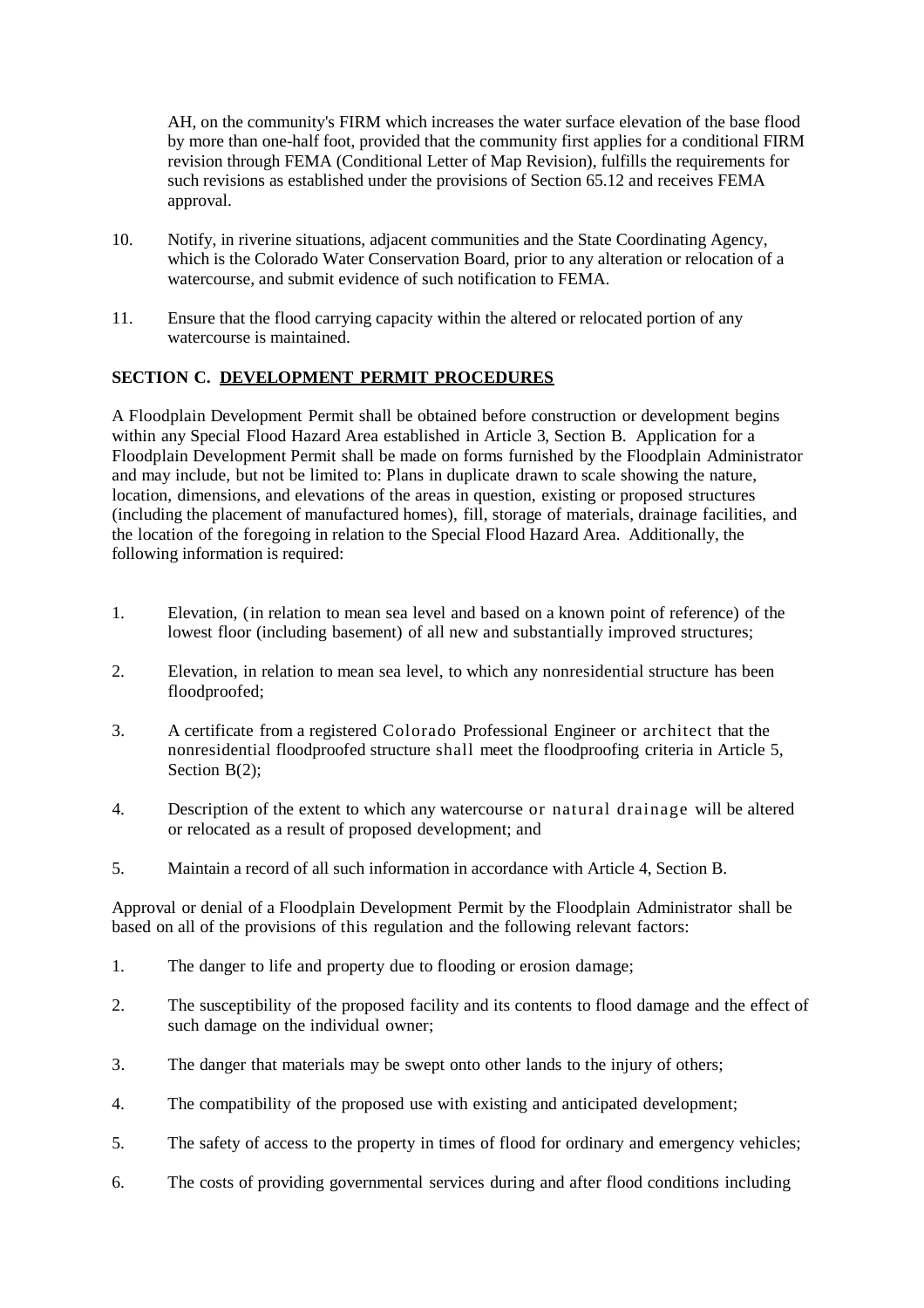AH, on the community's FIRM which increases the water surface elevation of the base flood by more than one-half foot, provided that the community first applies for a conditional FIRM revision through FEMA (Conditional Letter of Map Revision), fulfills the requirements for such revisions as established under the provisions of Section 65.12 and receives FEMA approval.

10. Notify, in riverine situations, adjacent communities and the State Coordinating Agency, which is the Colorado Water Conservation Board, prior to any alteration or relocation of a watercourse, and submit evidence of such notification to FEMA.

11. Ensure that the flood carrying capacity within the altered or relocated portion of any watercourse is maintained.

**SECTION C. DEVELOPMENT PERMIT PROCEDURES**

A Floodplain Development Permit shall be obtained before construction or development begins within any Special Flood Hazard Area established in Article 3, Section B. Application for a Floodplain Development Permit shall be made on forms furnished by the Floodplain Administrator and may include, but not be limited to: Plans in duplicate drawn to scale showing the nature, location, dimensions, and elevations of the areas in question, existing or proposed structures (including the placement of manufactured homes), fill, storage of materials, drainage facilities, and the location of the foregoing in relation to the Special Flood Hazard Area. Additionally, the following information is required:

1. Elevation, (in relation to mean sea level and based on a known point of reference) of the lowest floor (including basement) of all new and substantially improved structures;

2. Elevation, in relation to mean sea level, to which any nonresidential structure has been floodproofed;

3. A certificate from a registered Colorado Professional Engineer or architect that the nonresidential floodproofed structure shall meet the floodproofing criteria in Article 5, Section B(2);

4. Description of the extent to which any watercourse or natural drainage will be altered or relocated as a result of proposed development; and

5. Maintain a record of all such information in accordance with Article 4, Section B.

Approval or denial of a Floodplain Development Permit by the Floodplain Administrator shall be based on all of the provisions of this regulation and the following relevant factors:

1. The danger to life and property due to flooding or erosion damage;

2. The susceptibility of the proposed facility and its contents to flood damage and the effect of such damage on the individual owner;

3. The danger that materials may be swept onto other lands to the injury of others;

4. The compatibility of the proposed use with existing and anticipated development;

5. The safety of access to the property in times of flood for ordinary and emergency vehicles;

6. The costs of providing governmental services during and after flood conditions including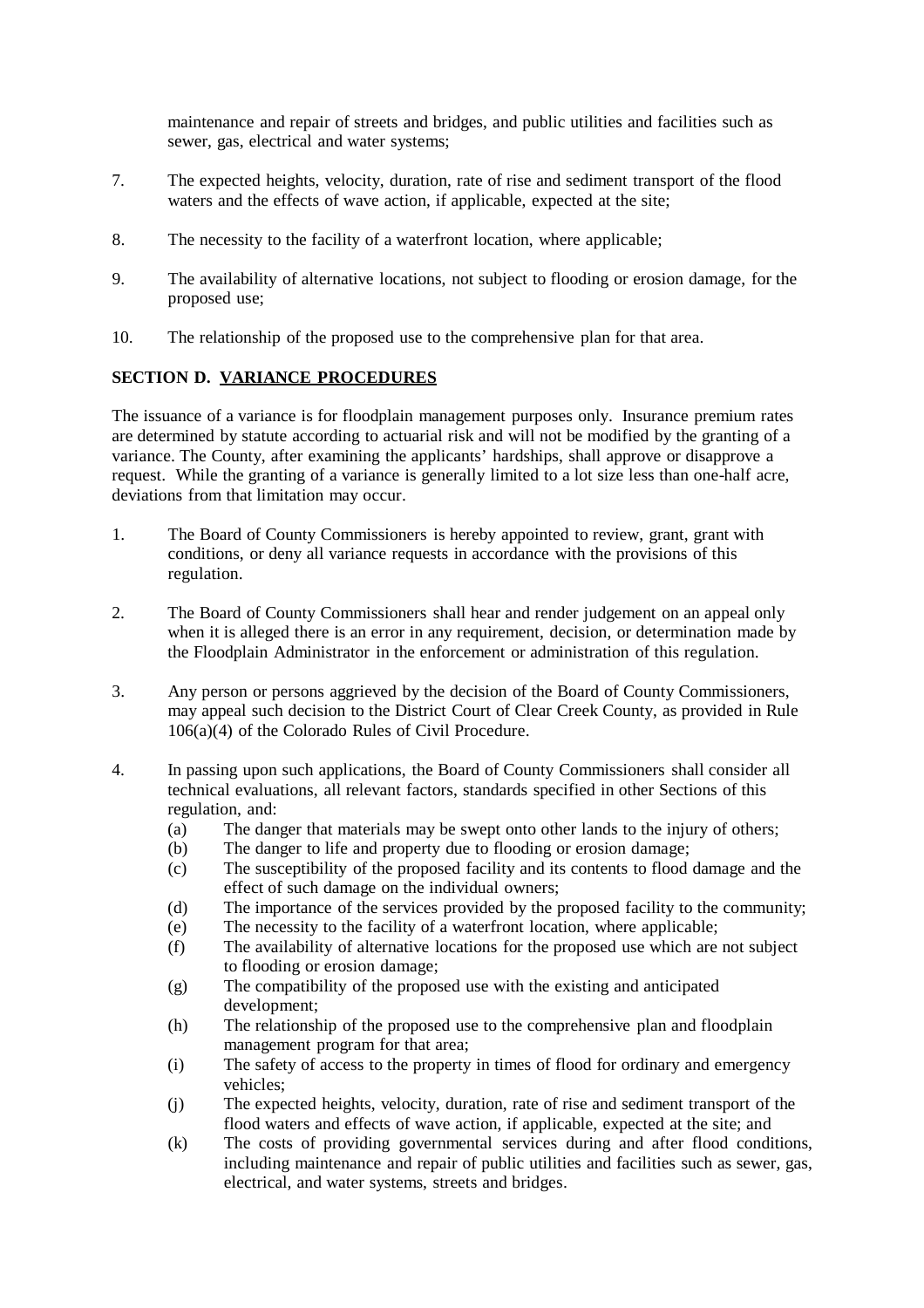maintenance and repair of streets and bridges, and public utilities and facilities such as sewer, gas, electrical and water systems;

7. The expected heights, velocity, duration, rate of rise and sediment transport of the flood waters and the effects of wave action, if applicable, expected at the site;

8. The necessity to the facility of a waterfront location, where applicable;

9. The availability of alternative locations, not subject to flooding or erosion damage, for the proposed use;

10. The relationship of the proposed use to the comprehensive plan for that area.

**SECTION D. <u>VARIANCE PROCEDURES</u>**

The issuance of a variance is for floodplain management purposes only. Insurance premium rates are determined by statute according to actuarial risk and will not be modified by the granting of a variance. The County, after examining the applicants' hardships, shall approve or disapprove a request. While the granting of a variance is generally limited to a lot size less than one-half acre, deviations from that limitation may occur.

1. The Board of County Commissioners is hereby appointed to review, grant, grant with conditions, or deny all variance requests in accordance with the provisions of this regulation.

2. The Board of County Commissioners shall hear and render judgement on an appeal only when it is alleged there is an error in any requirement, decision, or determination made by the Floodplain Administrator in the enforcement or administration of this regulation.

3. Any person or persons aggrieved by the decision of the Board of County Commissioners, may appeal such decision to the District Court of Clear Creek County, as provided in Rule 106(a)(4) of the Colorado Rules of Civil Procedure.

4. In passing upon such applications, the Board of County Commissioners shall consider all technical evaluations, all relevant factors, standards specified in other Sections of this regulation, and:
   - (a) The danger that materials may be swept onto other lands to the injury of others;
   - (b) The danger to life and property due to flooding or erosion damage;
   - (c) The susceptibility of the proposed facility and its contents to flood damage and the effect of such damage on the individual owners;
   - (d) The importance of the services provided by the proposed facility to the community;
   - (e) The necessity to the facility of a waterfront location, where applicable;
   - (f) The availability of alternative locations for the proposed use which are not subject to flooding or erosion damage;
   - (g) The compatibility of the proposed use with the existing and anticipated development;
   - (h) The relationship of the proposed use to the comprehensive plan and floodplain management program for that area;
   - (i) The safety of access to the property in times of flood for ordinary and emergency vehicles;
   - (j) The expected heights, velocity, duration, rate of rise and sediment transport of the flood waters and effects of wave action, if applicable, expected at the site; and
   - (k) The costs of providing governmental services during and after flood conditions, including maintenance and repair of public utilities and facilities such as sewer, gas, electrical, and water systems, streets and bridges.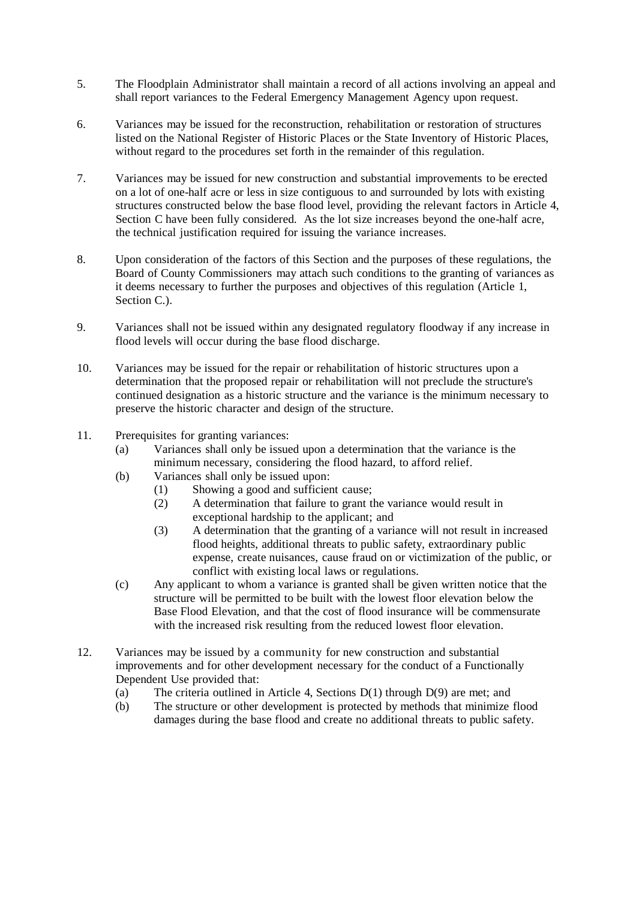5. The Floodplain Administrator shall maintain a record of all actions involving an appeal and shall report variances to the Federal Emergency Management Agency upon request.

6. Variances may be issued for the reconstruction, rehabilitation or restoration of structures listed on the National Register of Historic Places or the State Inventory of Historic Places, without regard to the procedures set forth in the remainder of this regulation.

7. Variances may be issued for new construction and substantial improvements to be erected on a lot of one-half acre or less in size contiguous to and surrounded by lots with existing structures constructed below the base flood level, providing the relevant factors in Article 4, Section C have been fully considered. As the lot size increases beyond the one-half acre, the technical justification required for issuing the variance increases.

8. Upon consideration of the factors of this Section and the purposes of these regulations, the Board of County Commissioners may attach such conditions to the granting of variances as it deems necessary to further the purposes and objectives of this regulation (Article 1, Section C.).

9. Variances shall not be issued within any designated regulatory floodway if any increase in flood levels will occur during the base flood discharge.

10. Variances may be issued for the repair or rehabilitation of historic structures upon a determination that the proposed repair or rehabilitation will not preclude the structure's continued designation as a historic structure and the variance is the minimum necessary to preserve the historic character and design of the structure.

11. Prerequisites for granting variances:
    (a) Variances shall only be issued upon a determination that the variance is the minimum necessary, considering the flood hazard, to afford relief.
    (b) Variances shall only be issued upon:
        (1) Showing a good and sufficient cause;
        (2) A determination that failure to grant the variance would result in exceptional hardship to the applicant; and
        (3) A determination that the granting of a variance will not result in increased flood heights, additional threats to public safety, extraordinary public expense, create nuisances, cause fraud on or victimization of the public, or conflict with existing local laws or regulations.
    (c) Any applicant to whom a variance is granted shall be given written notice that the structure will be permitted to be built with the lowest floor elevation below the Base Flood Elevation, and that the cost of flood insurance will be commensurate with the increased risk resulting from the reduced lowest floor elevation.

12. Variances may be issued by a community for new construction and substantial improvements and for other development necessary for the conduct of a Functionally Dependent Use provided that:
    (a) The criteria outlined in Article 4, Sections D(1) through D(9) are met; and
    (b) The structure or other development is protected by methods that minimize flood damages during the base flood and create no additional threats to public safety.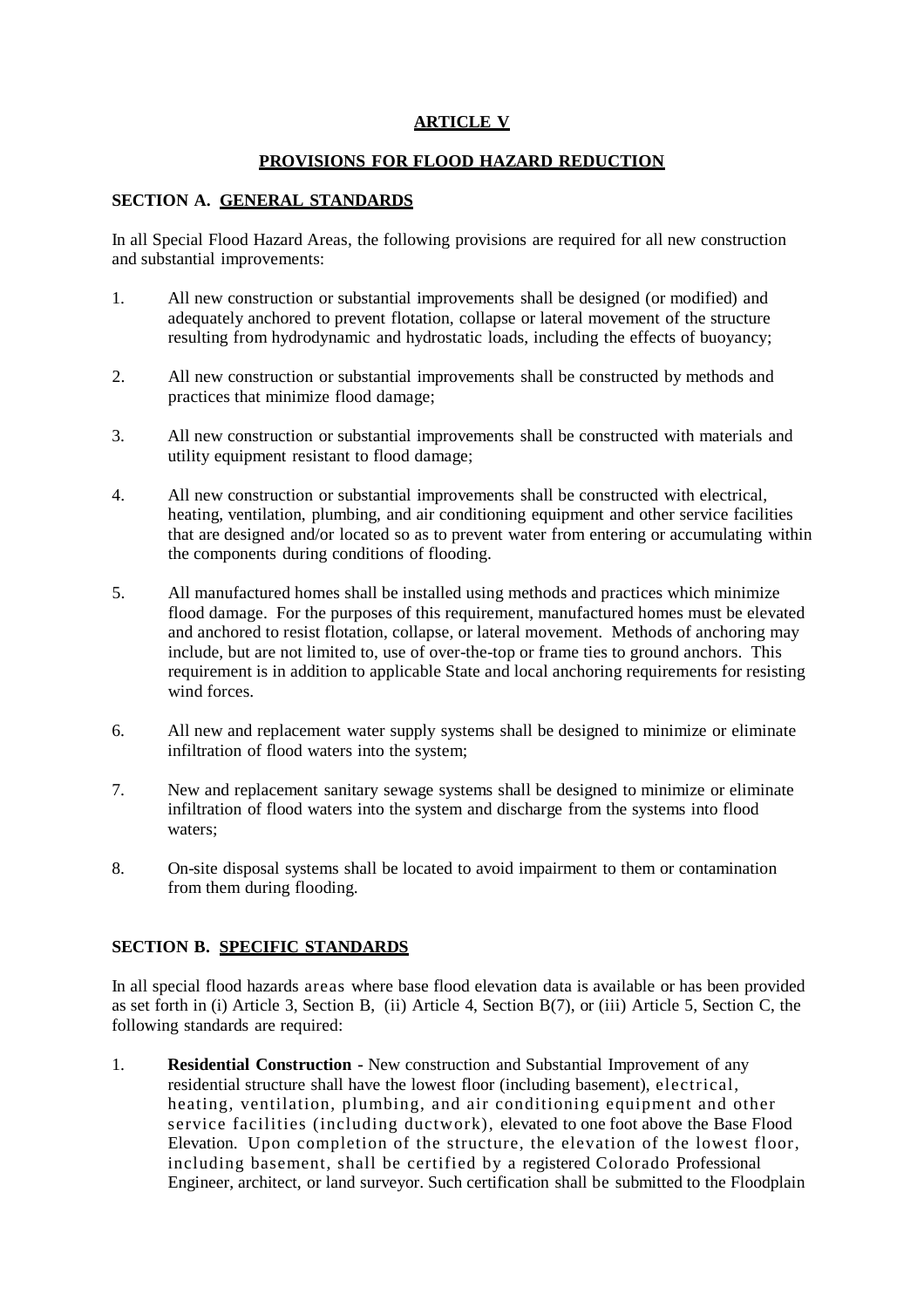# ARTICLE V

## PROVISIONS FOR FLOOD HAZARD REDUCTION

### SECTION A. GENERAL STANDARDS

In all Special Flood Hazard Areas, the following provisions are required for all new construction and substantial improvements:

1. All new construction or substantial improvements shall be designed (or modified) and adequately anchored to prevent flotation, collapse or lateral movement of the structure resulting from hydrodynamic and hydrostatic loads, including the effects of buoyancy;

2. All new construction or substantial improvements shall be constructed by methods and practices that minimize flood damage;

3. All new construction or substantial improvements shall be constructed with materials and utility equipment resistant to flood damage;

4. All new construction or substantial improvements shall be constructed with electrical, heating, ventilation, plumbing, and air conditioning equipment and other service facilities that are designed and/or located so as to prevent water from entering or accumulating within the components during conditions of flooding.

5. All manufactured homes shall be installed using methods and practices which minimize flood damage. For the purposes of this requirement, manufactured homes must be elevated and anchored to resist flotation, collapse, or lateral movement. Methods of anchoring may include, but are not limited to, use of over-the-top or frame ties to ground anchors. This requirement is in addition to applicable State and local anchoring requirements for resisting wind forces.

6. All new and replacement water supply systems shall be designed to minimize or eliminate infiltration of flood waters into the system;

7. New and replacement sanitary sewage systems shall be designed to minimize or eliminate infiltration of flood waters into the system and discharge from the systems into flood waters;

8. On-site disposal systems shall be located to avoid impairment to them or contamination from them during flooding.

### SECTION B. SPECIFIC STANDARDS

In all special flood hazards areas where base flood elevation data is available or has been provided as set forth in (i) Article 3, Section B, (ii) Article 4, Section B(7), or (iii) Article 5, Section C, the following standards are required:

1. **Residential Construction -** New construction and Substantial Improvement of any residential structure shall have the lowest floor (including basement), electrical, heating, ventilation, plumbing, and air conditioning equipment and other service facilities (including ductwork), elevated to one foot above the Base Flood Elevation. Upon completion of the structure, the elevation of the lowest floor, including basement, shall be certified by a registered Colorado Professional Engineer, architect, or land surveyor. Such certification shall be submitted to the Floodplain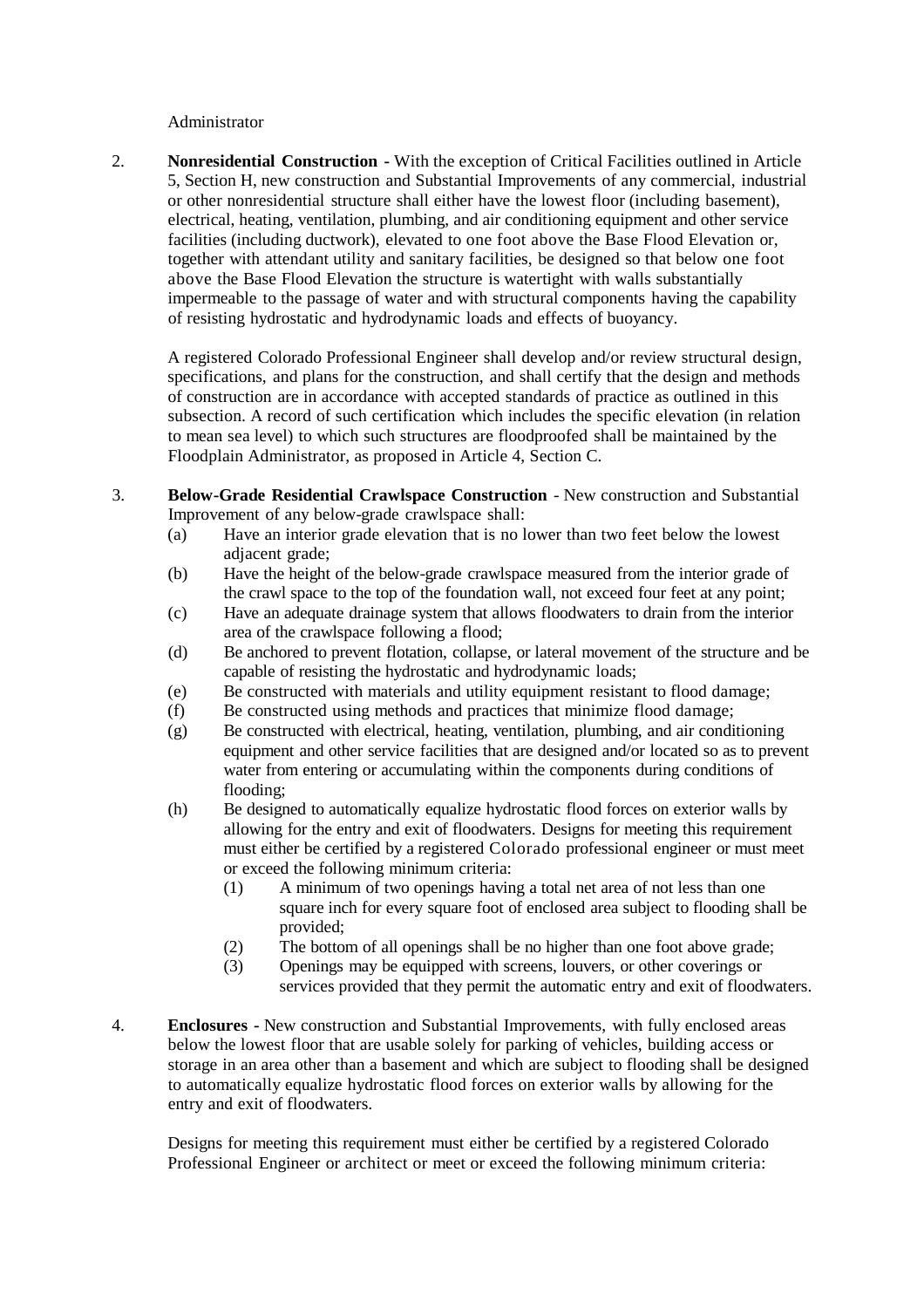Administrator

2. **Nonresidential Construction -** With the exception of Critical Facilities outlined in Article 5, Section H, new construction and Substantial Improvements of any commercial, industrial or other nonresidential structure shall either have the lowest floor (including basement), electrical, heating, ventilation, plumbing, and air conditioning equipment and other service facilities (including ductwork), elevated to one foot above the Base Flood Elevation or, together with attendant utility and sanitary facilities, be designed so that below one foot above the Base Flood Elevation the structure is watertight with walls substantially impermeable to the passage of water and with structural components having the capability of resisting hydrostatic and hydrodynamic loads and effects of buoyancy.

   A registered Colorado Professional Engineer shall develop and/or review structural design, specifications, and plans for the construction, and shall certify that the design and methods of construction are in accordance with accepted standards of practice as outlined in this subsection. A record of such certification which includes the specific elevation (in relation to mean sea level) to which such structures are floodproofed shall be maintained by the Floodplain Administrator, as proposed in Article 4, Section C.

3. **Below-Grade Residential Crawlspace Construction** - New construction and Substantial Improvement of any below-grade crawlspace shall:
   - (a) Have an interior grade elevation that is no lower than two feet below the lowest adjacent grade;
   - (b) Have the height of the below-grade crawlspace measured from the interior grade of the crawl space to the top of the foundation wall, not exceed four feet at any point;
   - (c) Have an adequate drainage system that allows floodwaters to drain from the interior area of the crawlspace following a flood;
   - (d) Be anchored to prevent flotation, collapse, or lateral movement of the structure and be capable of resisting the hydrostatic and hydrodynamic loads;
   - (e) Be constructed with materials and utility equipment resistant to flood damage;
   - (f) Be constructed using methods and practices that minimize flood damage;
   - (g) Be constructed with electrical, heating, ventilation, plumbing, and air conditioning equipment and other service facilities that are designed and/or located so as to prevent water from entering or accumulating within the components during conditions of flooding;
   - (h) Be designed to automatically equalize hydrostatic flood forces on exterior walls by allowing for the entry and exit of floodwaters. Designs for meeting this requirement must either be certified by a registered Colorado professional engineer or must meet or exceed the following minimum criteria:
     - (1) A minimum of two openings having a total net area of not less than one square inch for every square foot of enclosed area subject to flooding shall be provided;
     - (2) The bottom of all openings shall be no higher than one foot above grade;
     - (3) Openings may be equipped with screens, louvers, or other coverings or services provided that they permit the automatic entry and exit of floodwaters.

4. **Enclosures -** New construction and Substantial Improvements, with fully enclosed areas below the lowest floor that are usable solely for parking of vehicles, building access or storage in an area other than a basement and which are subject to flooding shall be designed to automatically equalize hydrostatic flood forces on exterior walls by allowing for the entry and exit of floodwaters.

   Designs for meeting this requirement must either be certified by a registered Colorado Professional Engineer or architect or meet or exceed the following minimum criteria: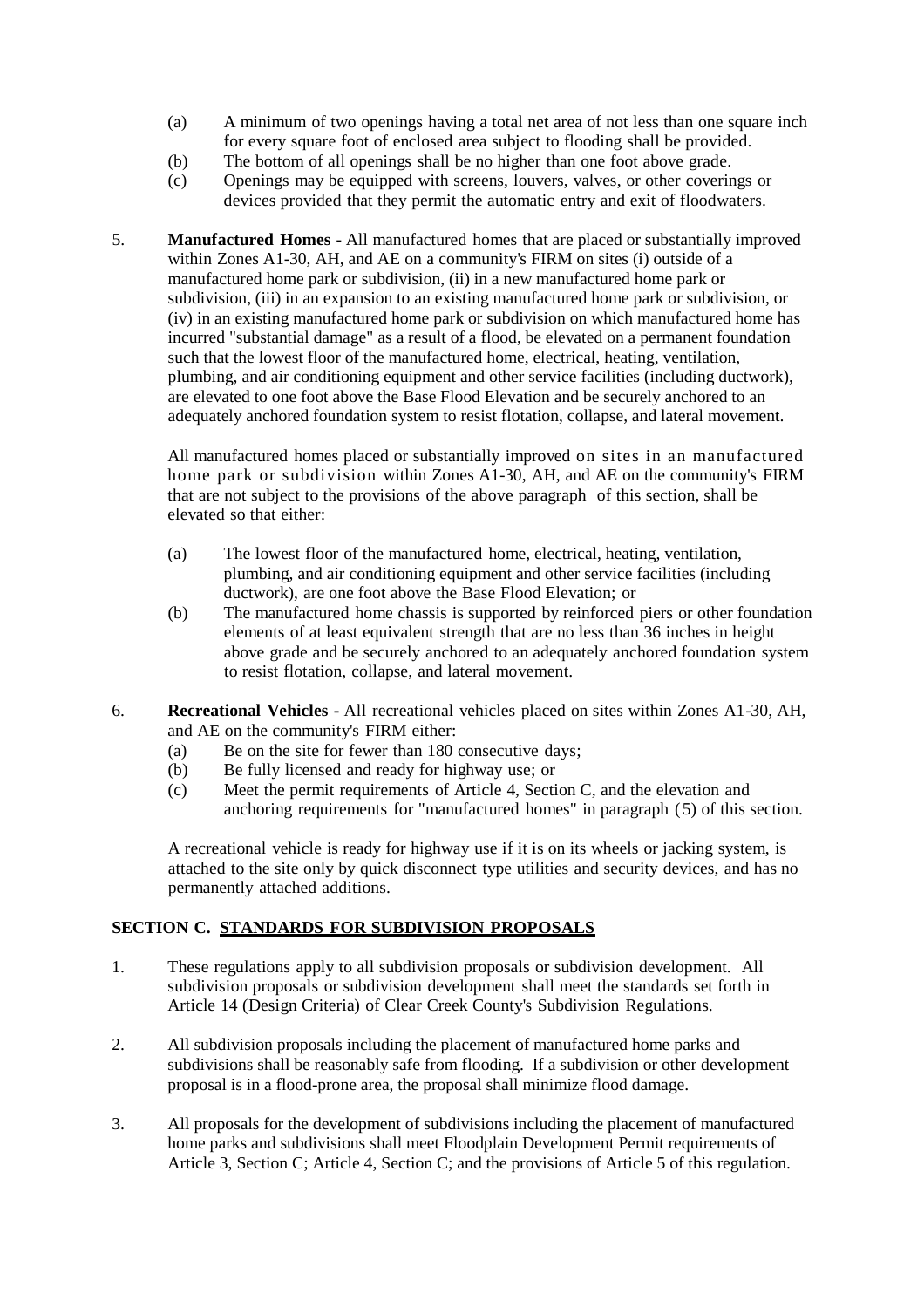(a) A minimum of two openings having a total net area of not less than one square inch for every square foot of enclosed area subject to flooding shall be provided.
(b) The bottom of all openings shall be no higher than one foot above grade.
(c) Openings may be equipped with screens, louvers, valves, or other coverings or devices provided that they permit the automatic entry and exit of floodwaters.

5. **Manufactured Homes** - All manufactured homes that are placed or substantially improved within Zones A1-30, AH, and AE on a community's FIRM on sites (i) outside of a manufactured home park or subdivision, (ii) in a new manufactured home park or subdivision, (iii) in an expansion to an existing manufactured home park or subdivision, or (iv) in an existing manufactured home park or subdivision on which manufactured home has incurred "substantial damage" as a result of a flood, be elevated on a permanent foundation such that the lowest floor of the manufactured home, electrical, heating, ventilation, plumbing, and air conditioning equipment and other service facilities (including ductwork), are elevated to one foot above the Base Flood Elevation and be securely anchored to an adequately anchored foundation system to resist flotation, collapse, and lateral movement.

   All manufactured homes placed or substantially improved on sites in an manufactured home park or subdivision within Zones A1-30, AH, and AE on the community's FIRM that are not subject to the provisions of the above paragraph of this section, shall be elevated so that either:

   (a) The lowest floor of the manufactured home, electrical, heating, ventilation, plumbing, and air conditioning equipment and other service facilities (including ductwork), are one foot above the Base Flood Elevation; or
   (b) The manufactured home chassis is supported by reinforced piers or other foundation elements of at least equivalent strength that are no less than 36 inches in height above grade and be securely anchored to an adequately anchored foundation system to resist flotation, collapse, and lateral movement.

6. **Recreational Vehicles -** All recreational vehicles placed on sites within Zones A1-30, AH, and AE on the community's FIRM either:
   (a) Be on the site for fewer than 180 consecutive days;
   (b) Be fully licensed and ready for highway use; or
   (c) Meet the permit requirements of Article 4, Section C, and the elevation and anchoring requirements for "manufactured homes" in paragraph (5) of this section.

   A recreational vehicle is ready for highway use if it is on its wheels or jacking system, is attached to the site only by quick disconnect type utilities and security devices, and has no permanently attached additions.

## SECTION C. STANDARDS FOR SUBDIVISION PROPOSALS

1. These regulations apply to all subdivision proposals or subdivision development. All subdivision proposals or subdivision development shall meet the standards set forth in Article 14 (Design Criteria) of Clear Creek County's Subdivision Regulations.

2. All subdivision proposals including the placement of manufactured home parks and subdivisions shall be reasonably safe from flooding. If a subdivision or other development proposal is in a flood-prone area, the proposal shall minimize flood damage.

3. All proposals for the development of subdivisions including the placement of manufactured home parks and subdivisions shall meet Floodplain Development Permit requirements of Article 3, Section C; Article 4, Section C; and the provisions of Article 5 of this regulation.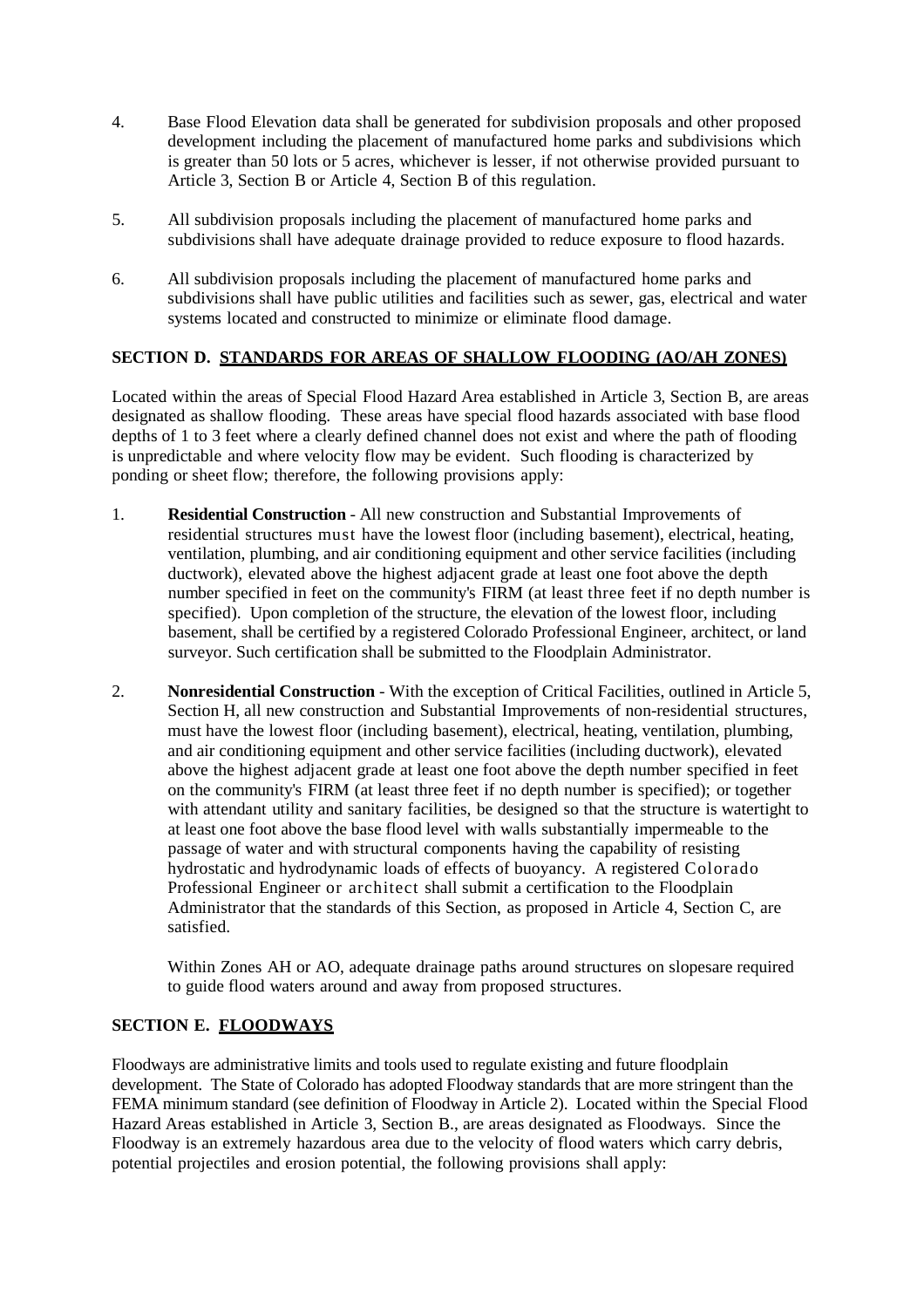4. Base Flood Elevation data shall be generated for subdivision proposals and other proposed development including the placement of manufactured home parks and subdivisions which is greater than 50 lots or 5 acres, whichever is lesser, if not otherwise provided pursuant to Article 3, Section B or Article 4, Section B of this regulation.

5. All subdivision proposals including the placement of manufactured home parks and subdivisions shall have adequate drainage provided to reduce exposure to flood hazards.

6. All subdivision proposals including the placement of manufactured home parks and subdivisions shall have public utilities and facilities such as sewer, gas, electrical and water systems located and constructed to minimize or eliminate flood damage.

## SECTION D. STANDARDS FOR AREAS OF SHALLOW FLOODING (AO/AH ZONES)

Located within the areas of Special Flood Hazard Area established in Article 3, Section B, are areas designated as shallow flooding. These areas have special flood hazards associated with base flood depths of 1 to 3 feet where a clearly defined channel does not exist and where the path of flooding is unpredictable and where velocity flow may be evident. Such flooding is characterized by ponding or sheet flow; therefore, the following provisions apply:

1. **Residential Construction** - All new construction and Substantial Improvements of residential structures must have the lowest floor (including basement), electrical, heating, ventilation, plumbing, and air conditioning equipment and other service facilities (including ductwork), elevated above the highest adjacent grade at least one foot above the depth number specified in feet on the community's FIRM (at least three feet if no depth number is specified). Upon completion of the structure, the elevation of the lowest floor, including basement, shall be certified by a registered Colorado Professional Engineer, architect, or land surveyor. Such certification shall be submitted to the Floodplain Administrator.

2. **Nonresidential Construction** - With the exception of Critical Facilities, outlined in Article 5, Section H, all new construction and Substantial Improvements of non-residential structures, must have the lowest floor (including basement), electrical, heating, ventilation, plumbing, and air conditioning equipment and other service facilities (including ductwork), elevated above the highest adjacent grade at least one foot above the depth number specified in feet on the community's FIRM (at least three feet if no depth number is specified); or together with attendant utility and sanitary facilities, be designed so that the structure is watertight to at least one foot above the base flood level with walls substantially impermeable to the passage of water and with structural components having the capability of resisting hydrostatic and hydrodynamic loads of effects of buoyancy. A registered Colorado Professional Engineer or architect shall submit a certification to the Floodplain Administrator that the standards of this Section, as proposed in Article 4, Section C, are satisfied.

   Within Zones AH or AO, adequate drainage paths around structures on slopesare required to guide flood waters around and away from proposed structures.

## SECTION E. FLOODWAYS

Floodways are administrative limits and tools used to regulate existing and future floodplain development. The State of Colorado has adopted Floodway standards that are more stringent than the FEMA minimum standard (see definition of Floodway in Article 2). Located within the Special Flood Hazard Areas established in Article 3, Section B., are areas designated as Floodways. Since the Floodway is an extremely hazardous area due to the velocity of flood waters which carry debris, potential projectiles and erosion potential, the following provisions shall apply: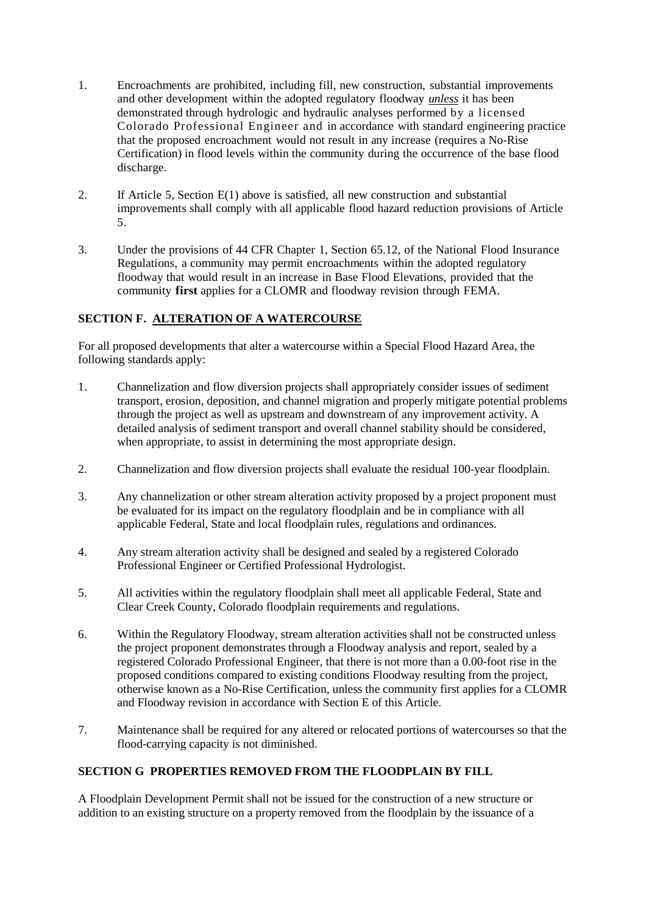1. Encroachments are prohibited, including fill, new construction, substantial improvements and other development within the adopted regulatory floodway ***unless*** it has been demonstrated through hydrologic and hydraulic analyses performed by a licensed Colorado Professional Engineer and in accordance with standard engineering practice that the proposed encroachment would not result in any increase (requires a No-Rise Certification) in flood levels within the community during the occurrence of the base flood discharge.

2. If Article 5, Section E(1) above is satisfied, all new construction and substantial improvements shall comply with all applicable flood hazard reduction provisions of Article 5.

3. Under the provisions of 44 CFR Chapter 1, Section 65.12, of the National Flood Insurance Regulations, a community may permit encroachments within the adopted regulatory floodway that would result in an increase in Base Flood Elevations, provided that the community **first** applies for a CLOMR and floodway revision through FEMA.

## SECTION F. ALTERATION OF A WATERCOURSE

For all proposed developments that alter a watercourse within a Special Flood Hazard Area, the following standards apply:

1. Channelization and flow diversion projects shall appropriately consider issues of sediment transport, erosion, deposition, and channel migration and properly mitigate potential problems through the project as well as upstream and downstream of any improvement activity. A detailed analysis of sediment transport and overall channel stability should be considered, when appropriate, to assist in determining the most appropriate design.

2. Channelization and flow diversion projects shall evaluate the residual 100-year floodplain.

3. Any channelization or other stream alteration activity proposed by a project proponent must be evaluated for its impact on the regulatory floodplain and be in compliance with all applicable Federal, State and local floodplain rules, regulations and ordinances.

4. Any stream alteration activity shall be designed and sealed by a registered Colorado Professional Engineer or Certified Professional Hydrologist.

5. All activities within the regulatory floodplain shall meet all applicable Federal, State and Clear Creek County, Colorado floodplain requirements and regulations.

6. Within the Regulatory Floodway, stream alteration activities shall not be constructed unless the project proponent demonstrates through a Floodway analysis and report, sealed by a registered Colorado Professional Engineer, that there is not more than a 0.00-foot rise in the proposed conditions compared to existing conditions Floodway resulting from the project, otherwise known as a No-Rise Certification, unless the community first applies for a CLOMR and Floodway revision in accordance with Section E of this Article.

7. Maintenance shall be required for any altered or relocated portions of watercourses so that the flood-carrying capacity is not diminished.

## SECTION G PROPERTIES REMOVED FROM THE FLOODPLAIN BY FILL

A Floodplain Development Permit shall not be issued for the construction of a new structure or addition to an existing structure on a property removed from the floodplain by the issuance of a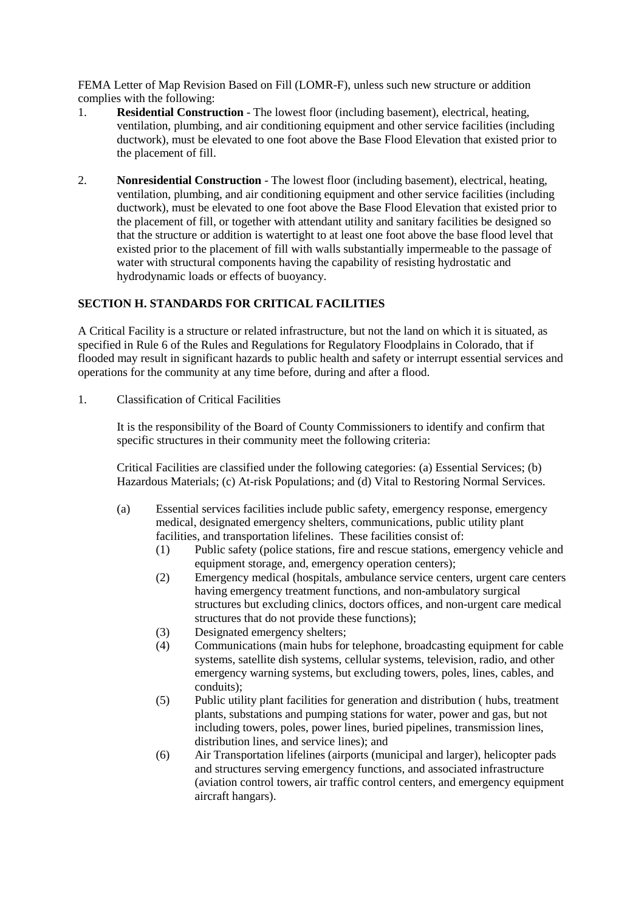FEMA Letter of Map Revision Based on Fill (LOMR-F), unless such new structure or addition complies with the following:

1. **Residential Construction** - The lowest floor (including basement), electrical, heating, ventilation, plumbing, and air conditioning equipment and other service facilities (including ductwork), must be elevated to one foot above the Base Flood Elevation that existed prior to the placement of fill.

2. **Nonresidential Construction** - The lowest floor (including basement), electrical, heating, ventilation, plumbing, and air conditioning equipment and other service facilities (including ductwork), must be elevated to one foot above the Base Flood Elevation that existed prior to the placement of fill, or together with attendant utility and sanitary facilities be designed so that the structure or addition is watertight to at least one foot above the base flood level that existed prior to the placement of fill with walls substantially impermeable to the passage of water with structural components having the capability of resisting hydrostatic and hydrodynamic loads or effects of buoyancy.

## SECTION H. STANDARDS FOR CRITICAL FACILITIES

A Critical Facility is a structure or related infrastructure, but not the land on which it is situated, as specified in Rule 6 of the Rules and Regulations for Regulatory Floodplains in Colorado, that if flooded may result in significant hazards to public health and safety or interrupt essential services and operations for the community at any time before, during and after a flood.

1. Classification of Critical Facilities

   It is the responsibility of the Board of County Commissioners to identify and confirm that specific structures in their community meet the following criteria:

   Critical Facilities are classified under the following categories: (a) Essential Services; (b) Hazardous Materials; (c) At-risk Populations; and (d) Vital to Restoring Normal Services.

   (a) Essential services facilities include public safety, emergency response, emergency medical, designated emergency shelters, communications, public utility plant facilities, and transportation lifelines. These facilities consist of:

      (1) Public safety (police stations, fire and rescue stations, emergency vehicle and equipment storage, and, emergency operation centers);
      (2) Emergency medical (hospitals, ambulance service centers, urgent care centers having emergency treatment functions, and non-ambulatory surgical structures but excluding clinics, doctors offices, and non-urgent care medical structures that do not provide these functions);
      (3) Designated emergency shelters;
      (4) Communications (main hubs for telephone, broadcasting equipment for cable systems, satellite dish systems, cellular systems, television, radio, and other emergency warning systems, but excluding towers, poles, lines, cables, and conduits);
      (5) Public utility plant facilities for generation and distribution ( hubs, treatment plants, substations and pumping stations for water, power and gas, but not including towers, poles, power lines, buried pipelines, transmission lines, distribution lines, and service lines); and
      (6) Air Transportation lifelines (airports (municipal and larger), helicopter pads and structures serving emergency functions, and associated infrastructure (aviation control towers, air traffic control centers, and emergency equipment aircraft hangars).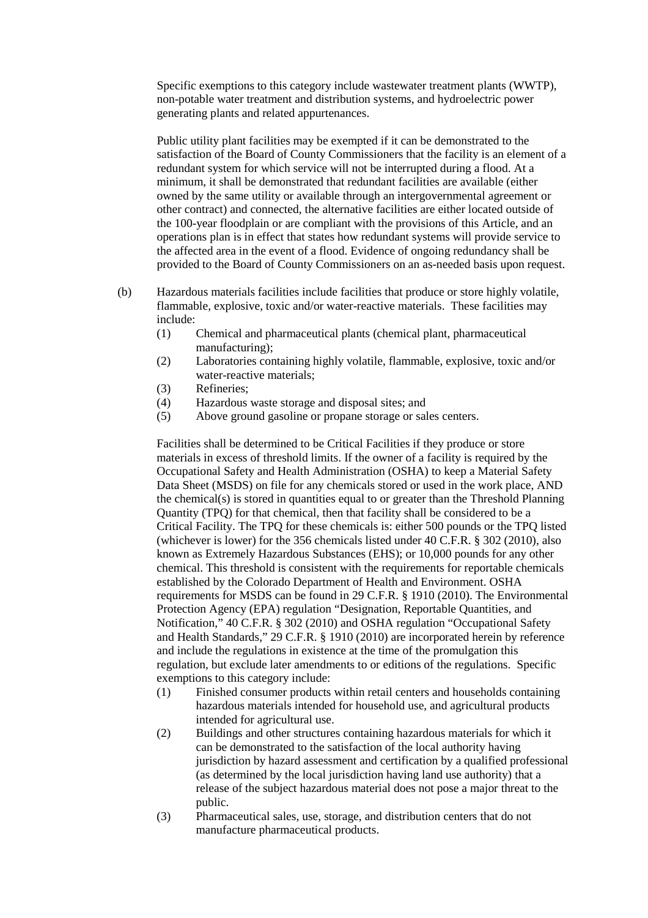Specific exemptions to this category include wastewater treatment plants (WWTP), non-potable water treatment and distribution systems, and hydroelectric power generating plants and related appurtenances.

Public utility plant facilities may be exempted if it can be demonstrated to the satisfaction of the Board of County Commissioners that the facility is an element of a redundant system for which service will not be interrupted during a flood. At a minimum, it shall be demonstrated that redundant facilities are available (either owned by the same utility or available through an intergovernmental agreement or other contract) and connected, the alternative facilities are either located outside of the 100-year floodplain or are compliant with the provisions of this Article, and an operations plan is in effect that states how redundant systems will provide service to the affected area in the event of a flood. Evidence of ongoing redundancy shall be provided to the Board of County Commissioners on an as-needed basis upon request.

(b) Hazardous materials facilities include facilities that produce or store highly volatile, flammable, explosive, toxic and/or water-reactive materials. These facilities may include:

(1) Chemical and pharmaceutical plants (chemical plant, pharmaceutical manufacturing);
(2) Laboratories containing highly volatile, flammable, explosive, toxic and/or water-reactive materials;
(3) Refineries;
(4) Hazardous waste storage and disposal sites; and
(5) Above ground gasoline or propane storage or sales centers.

Facilities shall be determined to be Critical Facilities if they produce or store materials in excess of threshold limits. If the owner of a facility is required by the Occupational Safety and Health Administration (OSHA) to keep a Material Safety Data Sheet (MSDS) on file for any chemicals stored or used in the work place, AND the chemical(s) is stored in quantities equal to or greater than the Threshold Planning Quantity (TPQ) for that chemical, then that facility shall be considered to be a Critical Facility. The TPQ for these chemicals is: either 500 pounds or the TPQ listed (whichever is lower) for the 356 chemicals listed under 40 C.F.R. § 302 (2010), also known as Extremely Hazardous Substances (EHS); or 10,000 pounds for any other chemical. This threshold is consistent with the requirements for reportable chemicals established by the Colorado Department of Health and Environment. OSHA requirements for MSDS can be found in 29 C.F.R. § 1910 (2010). The Environmental Protection Agency (EPA) regulation "Designation, Reportable Quantities, and Notification," 40 C.F.R. § 302 (2010) and OSHA regulation "Occupational Safety and Health Standards," 29 C.F.R. § 1910 (2010) are incorporated herein by reference and include the regulations in existence at the time of the promulgation this regulation, but exclude later amendments to or editions of the regulations. Specific exemptions to this category include:

(1) Finished consumer products within retail centers and households containing hazardous materials intended for household use, and agricultural products intended for agricultural use.
(2) Buildings and other structures containing hazardous materials for which it can be demonstrated to the satisfaction of the local authority having jurisdiction by hazard assessment and certification by a qualified professional (as determined by the local jurisdiction having land use authority) that a release of the subject hazardous material does not pose a major threat to the public.
(3) Pharmaceutical sales, use, storage, and distribution centers that do not manufacture pharmaceutical products.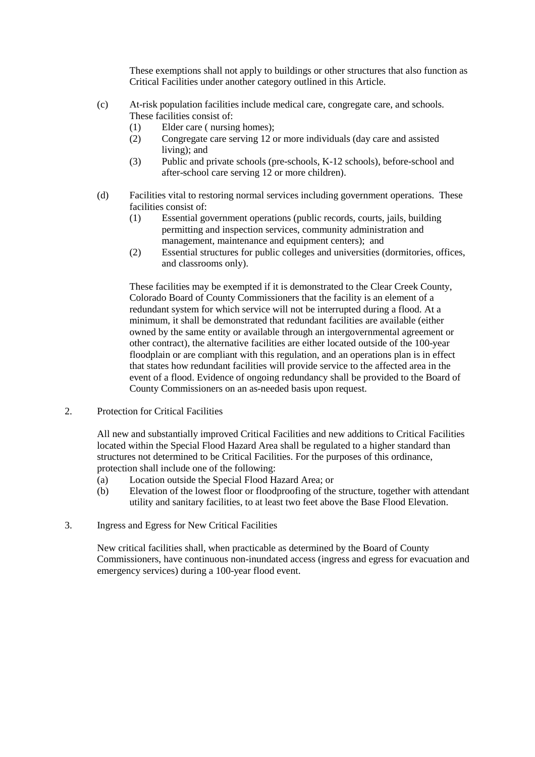These exemptions shall not apply to buildings or other structures that also function as Critical Facilities under another category outlined in this Article.

(c) At-risk population facilities include medical care, congregate care, and schools. These facilities consist of:
  (1) Elder care ( nursing homes);
  (2) Congregate care serving 12 or more individuals (day care and assisted living); and
  (3) Public and private schools (pre-schools, K-12 schools), before-school and after-school care serving 12 or more children).

(d) Facilities vital to restoring normal services including government operations. These facilities consist of:
  (1) Essential government operations (public records, courts, jails, building permitting and inspection services, community administration and management, maintenance and equipment centers); and
  (2) Essential structures for public colleges and universities (dormitories, offices, and classrooms only).

These facilities may be exempted if it is demonstrated to the Clear Creek County, Colorado Board of County Commissioners that the facility is an element of a redundant system for which service will not be interrupted during a flood. At a minimum, it shall be demonstrated that redundant facilities are available (either owned by the same entity or available through an intergovernmental agreement or other contract), the alternative facilities are either located outside of the 100-year floodplain or are compliant with this regulation, and an operations plan is in effect that states how redundant facilities will provide service to the affected area in the event of a flood. Evidence of ongoing redundancy shall be provided to the Board of County Commissioners on an as-needed basis upon request.

2. Protection for Critical Facilities

All new and substantially improved Critical Facilities and new additions to Critical Facilities located within the Special Flood Hazard Area shall be regulated to a higher standard than structures not determined to be Critical Facilities. For the purposes of this ordinance, protection shall include one of the following:

(a) Location outside the Special Flood Hazard Area; or
(b) Elevation of the lowest floor or floodproofing of the structure, together with attendant utility and sanitary facilities, to at least two feet above the Base Flood Elevation.

3. Ingress and Egress for New Critical Facilities

New critical facilities shall, when practicable as determined by the Board of County Commissioners, have continuous non-inundated access (ingress and egress for evacuation and emergency services) during a 100-year flood event.